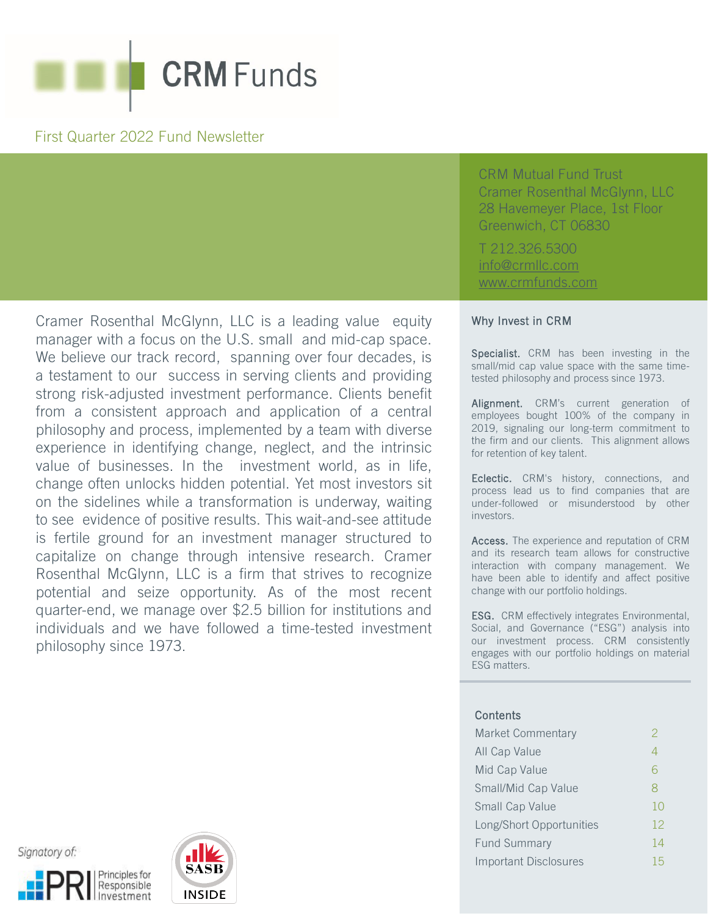# CRM Funds

First Quarter 2022 Fund Newsletter

CRM Mutual Fund Trust
Cramer Rosenthal McGlynn, LLC
28 Havemeyer Place, 1st Floor
Greenwich, CT 06830

T 212.326.5300
info@crmllc.com
www.crmfunds.com

Cramer Rosenthal McGlynn, LLC is a leading value equity manager with a focus on the U.S. small and mid-cap space. We believe our track record, spanning over four decades, is a testament to our success in serving clients and providing strong risk-adjusted investment performance. Clients benefit from a consistent approach and application of a central philosophy and process, implemented by a team with diverse experience in identifying change, neglect, and the intrinsic value of businesses. In the investment world, as in life, change often unlocks hidden potential. Yet most investors sit on the sidelines while a transformation is underway, waiting to see evidence of positive results. This wait-and-see attitude is fertile ground for an investment manager structured to capitalize on change through intensive research. Cramer Rosenthal McGlynn, LLC is a firm that strives to recognize potential and seize opportunity. As of the most recent quarter-end, we manage over $2.5 billion for institutions and individuals and we have followed a time-tested investment philosophy since 1973.

## Why Invest in CRM

**Specialist.** CRM has been investing in the small/mid cap value space with the same time-tested philosophy and process since 1973.

**Alignment.** CRM's current generation of employees bought 100% of the company in 2019, signaling our long-term commitment to the firm and our clients. This alignment allows for retention of key talent.

**Eclectic.** CRM's history, connections, and process lead us to find companies that are under-followed or misunderstood by other investors.

**Access.** The experience and reputation of CRM and its research team allows for constructive interaction with company management. We have been able to identify and affect positive change with our portfolio holdings.

**ESG.** CRM effectively integrates Environmental, Social, and Governance ("ESG") analysis into our investment process. CRM consistently engages with our portfolio holdings on material ESG matters.

## Contents

| | |
|---|---|
| Market Commentary | 2 |
| All Cap Value | 4 |
| Mid Cap Value | 6 |
| Small/Mid Cap Value | 8 |
| Small Cap Value | 10 |
| Long/Short Opportunities | 12 |
| Fund Summary | 14 |
| Important Disclosures | 15 |

Signatory of: PRI Principles for Responsible Investment

SASB INSIDE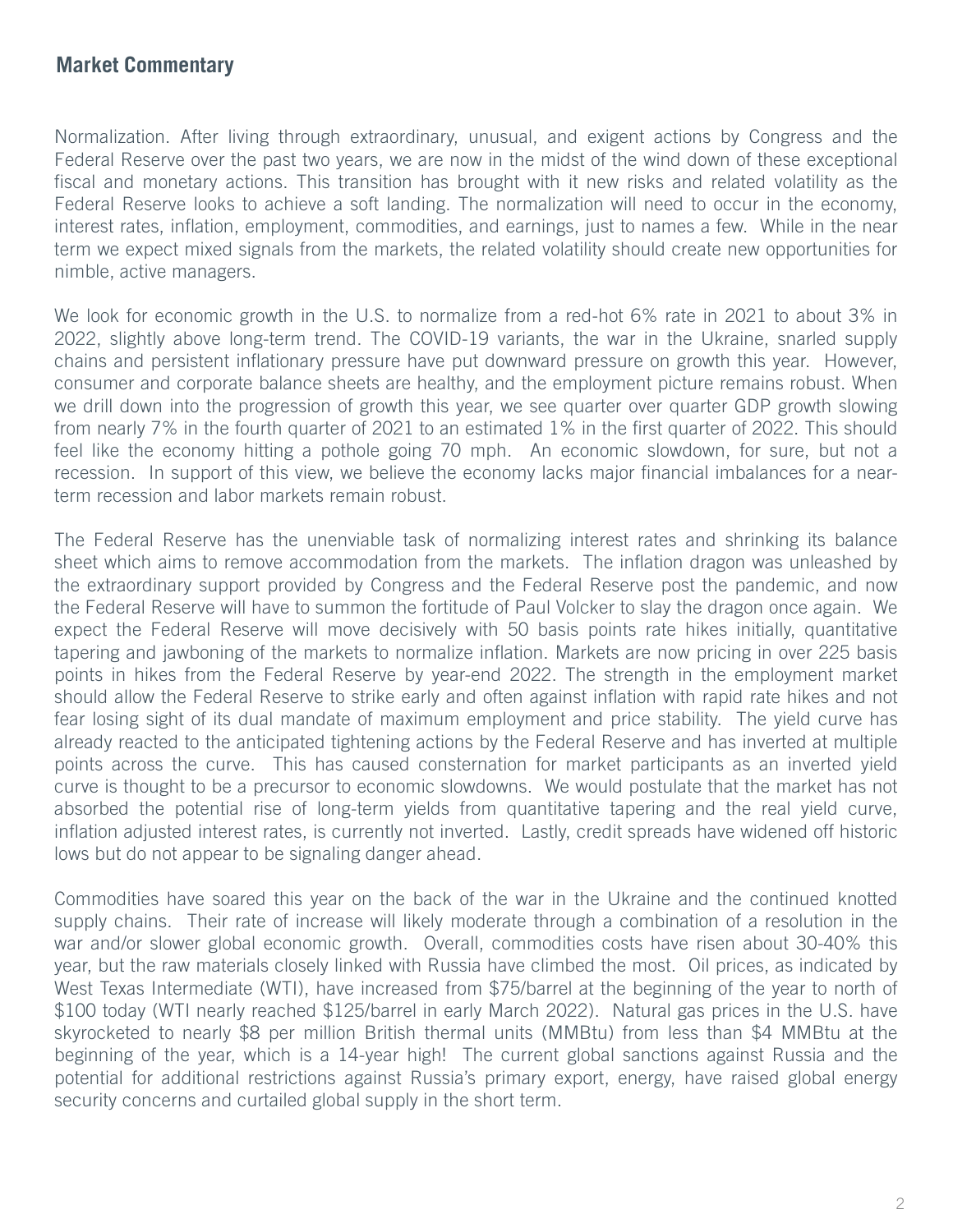## Market Commentary

Normalization. After living through extraordinary, unusual, and exigent actions by Congress and the Federal Reserve over the past two years, we are now in the midst of the wind down of these exceptional fiscal and monetary actions. This transition has brought with it new risks and related volatility as the Federal Reserve looks to achieve a soft landing. The normalization will need to occur in the economy, interest rates, inflation, employment, commodities, and earnings, just to names a few. While in the near term we expect mixed signals from the markets, the related volatility should create new opportunities for nimble, active managers.

We look for economic growth in the U.S. to normalize from a red-hot 6% rate in 2021 to about 3% in 2022, slightly above long-term trend. The COVID-19 variants, the war in the Ukraine, snarled supply chains and persistent inflationary pressure have put downward pressure on growth this year. However, consumer and corporate balance sheets are healthy, and the employment picture remains robust. When we drill down into the progression of growth this year, we see quarter over quarter GDP growth slowing from nearly 7% in the fourth quarter of 2021 to an estimated 1% in the first quarter of 2022. This should feel like the economy hitting a pothole going 70 mph. An economic slowdown, for sure, but not a recession. In support of this view, we believe the economy lacks major financial imbalances for a near-term recession and labor markets remain robust.

The Federal Reserve has the unenviable task of normalizing interest rates and shrinking its balance sheet which aims to remove accommodation from the markets. The inflation dragon was unleashed by the extraordinary support provided by Congress and the Federal Reserve post the pandemic, and now the Federal Reserve will have to summon the fortitude of Paul Volcker to slay the dragon once again. We expect the Federal Reserve will move decisively with 50 basis points rate hikes initially, quantitative tapering and jawboning of the markets to normalize inflation. Markets are now pricing in over 225 basis points in hikes from the Federal Reserve by year-end 2022. The strength in the employment market should allow the Federal Reserve to strike early and often against inflation with rapid rate hikes and not fear losing sight of its dual mandate of maximum employment and price stability. The yield curve has already reacted to the anticipated tightening actions by the Federal Reserve and has inverted at multiple points across the curve. This has caused consternation for market participants as an inverted yield curve is thought to be a precursor to economic slowdowns. We would postulate that the market has not absorbed the potential rise of long-term yields from quantitative tapering and the real yield curve, inflation adjusted interest rates, is currently not inverted. Lastly, credit spreads have widened off historic lows but do not appear to be signaling danger ahead.

Commodities have soared this year on the back of the war in the Ukraine and the continued knotted supply chains. Their rate of increase will likely moderate through a combination of a resolution in the war and/or slower global economic growth. Overall, commodities costs have risen about 30-40% this year, but the raw materials closely linked with Russia have climbed the most. Oil prices, as indicated by West Texas Intermediate (WTI), have increased from $75/barrel at the beginning of the year to north of $100 today (WTI nearly reached $125/barrel in early March 2022). Natural gas prices in the U.S. have skyrocketed to nearly $8 per million British thermal units (MMBtu) from less than $4 MMBtu at the beginning of the year, which is a 14-year high! The current global sanctions against Russia and the potential for additional restrictions against Russia's primary export, energy, have raised global energy security concerns and curtailed global supply in the short term.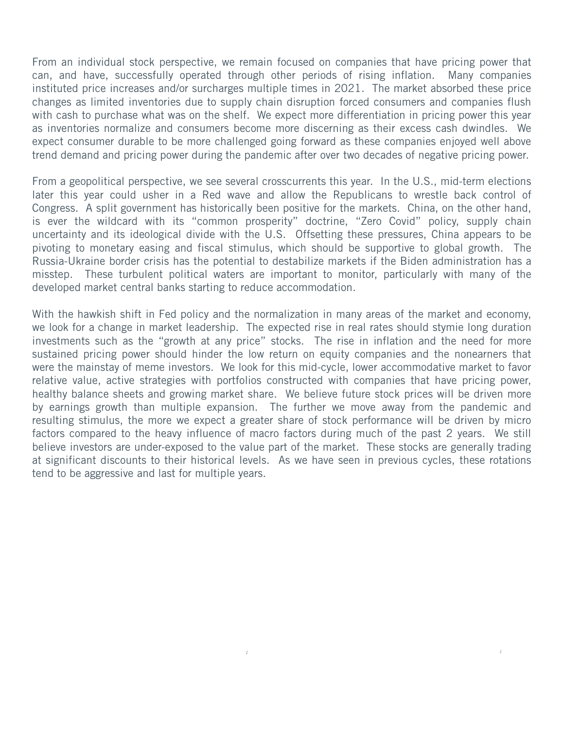From an individual stock perspective, we remain focused on companies that have pricing power that can, and have, successfully operated through other periods of rising inflation. Many companies instituted price increases and/or surcharges multiple times in 2021. The market absorbed these price changes as limited inventories due to supply chain disruption forced consumers and companies flush with cash to purchase what was on the shelf. We expect more differentiation in pricing power this year as inventories normalize and consumers become more discerning as their excess cash dwindles. We expect consumer durable to be more challenged going forward as these companies enjoyed well above trend demand and pricing power during the pandemic after over two decades of negative pricing power.

From a geopolitical perspective, we see several crosscurrents this year. In the U.S., mid-term elections later this year could usher in a Red wave and allow the Republicans to wrestle back control of Congress. A split government has historically been positive for the markets. China, on the other hand, is ever the wildcard with its "common prosperity" doctrine, "Zero Covid" policy, supply chain uncertainty and its ideological divide with the U.S. Offsetting these pressures, China appears to be pivoting to monetary easing and fiscal stimulus, which should be supportive to global growth. The Russia-Ukraine border crisis has the potential to destabilize markets if the Biden administration has a misstep. These turbulent political waters are important to monitor, particularly with many of the developed market central banks starting to reduce accommodation.

With the hawkish shift in Fed policy and the normalization in many areas of the market and economy, we look for a change in market leadership. The expected rise in real rates should stymie long duration investments such as the "growth at any price" stocks. The rise in inflation and the need for more sustained pricing power should hinder the low return on equity companies and the nonearners that were the mainstay of meme investors. We look for this mid-cycle, lower accommodative market to favor relative value, active strategies with portfolios constructed with companies that have pricing power, healthy balance sheets and growing market share. We believe future stock prices will be driven more by earnings growth than multiple expansion. The further we move away from the pandemic and resulting stimulus, the more we expect a greater share of stock performance will be driven by micro factors compared to the heavy influence of macro factors during much of the past 2 years. We still believe investors are under-exposed to the value part of the market. These stocks are generally trading at significant discounts to their historical levels. As we have seen in previous cycles, these rotations tend to be aggressive and last for multiple years.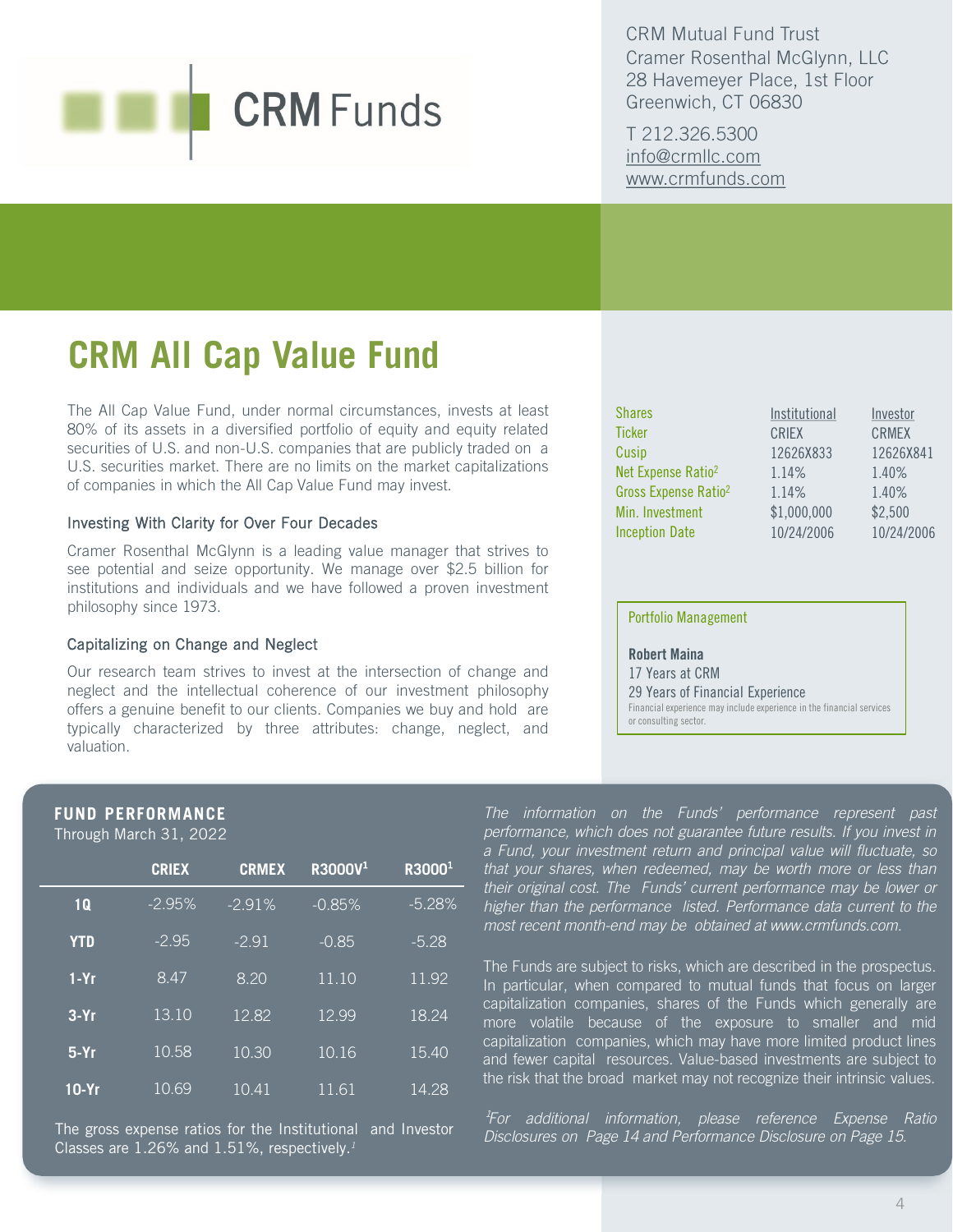CRM Mutual Fund Trust
Cramer Rosenthal McGlynn, LLC
28 Havemeyer Place, 1st Floor
Greenwich, CT 06830

T 212.326.5300
info@crmllc.com
www.crmfunds.com

# CRM All Cap Value Fund

The All Cap Value Fund, under normal circumstances, invests at least 80% of its assets in a diversified portfolio of equity and equity related securities of U.S. and non-U.S. companies that are publicly traded on a U.S. securities market. There are no limits on the market capitalizations of companies in which the All Cap Value Fund may invest.

### Investing With Clarity for Over Four Decades

Cramer Rosenthal McGlynn is a leading value manager that strives to see potential and seize opportunity. We manage over $2.5 billion for institutions and individuals and we have followed a proven investment philosophy since 1973.

### Capitalizing on Change and Neglect

Our research team strives to invest at the intersection of change and neglect and the intellectual coherence of our investment philosophy offers a genuine benefit to our clients. Companies we buy and hold are typically characterized by three attributes: change, neglect, and valuation.

| Shares | Institutional | Investor |
|---|---|---|
| Ticker | CRIEX | CRMEX |
| Cusip | 12626X833 | 12626X841 |
| Net Expense Ratio[2] | 1.14% | 1.40% |
| Gross Expense Ratio[2] | 1.14% | 1.40% |
| Min. Investment | $1,000,000 | $2,500 |
| Inception Date | 10/24/2006 | 10/24/2006 |

**Portfolio Management**

**Robert Maina**
17 Years at CRM
29 Years of Financial Experience
Financial experience may include experience in the financial services or consulting sector.

## FUND PERFORMANCE

Through March 31, 2022

| | CRIEX | CRMEX | R3000V[1] | R3000[1] |
|---|---|---|---|---|
| **1Q** | -2.95% | -2.91% | -0.85% | -5.28% |
| **YTD** | -2.95 | -2.91 | -0.85 | -5.28 |
| **1-Yr** | 8.47 | 8.20 | 11.10 | 11.92 |
| **3-Yr** | 13.10 | 12.82 | 12.99 | 18.24 |
| **5-Yr** | 10.58 | 10.30 | 10.16 | 15.40 |
| **10-Yr** | 10.69 | 10.41 | 11.61 | 14.28 |

The gross expense ratios for the Institutional and Investor Classes are 1.26% and 1.51%, respectively.[1]

*The information on the Funds' performance represent past performance, which does not guarantee future results. If you invest in a Fund, your investment return and principal value will fluctuate, so that your shares, when redeemed, may be worth more or less than their original cost. The Funds' current performance may be lower or higher than the performance listed. Performance data current to the most recent month-end may be obtained at www.crmfunds.com.*

The Funds are subject to risks, which are described in the prospectus. In particular, when compared to mutual funds that focus on larger capitalization companies, shares of the Funds which generally are more volatile because of the exposure to smaller and mid capitalization companies, which may have more limited product lines and fewer capital resources. Value-based investments are subject to the risk that the broad market may not recognize their intrinsic values.

*[1]For additional information, please reference Expense Ratio Disclosures on Page 14 and Performance Disclosure on Page 15.*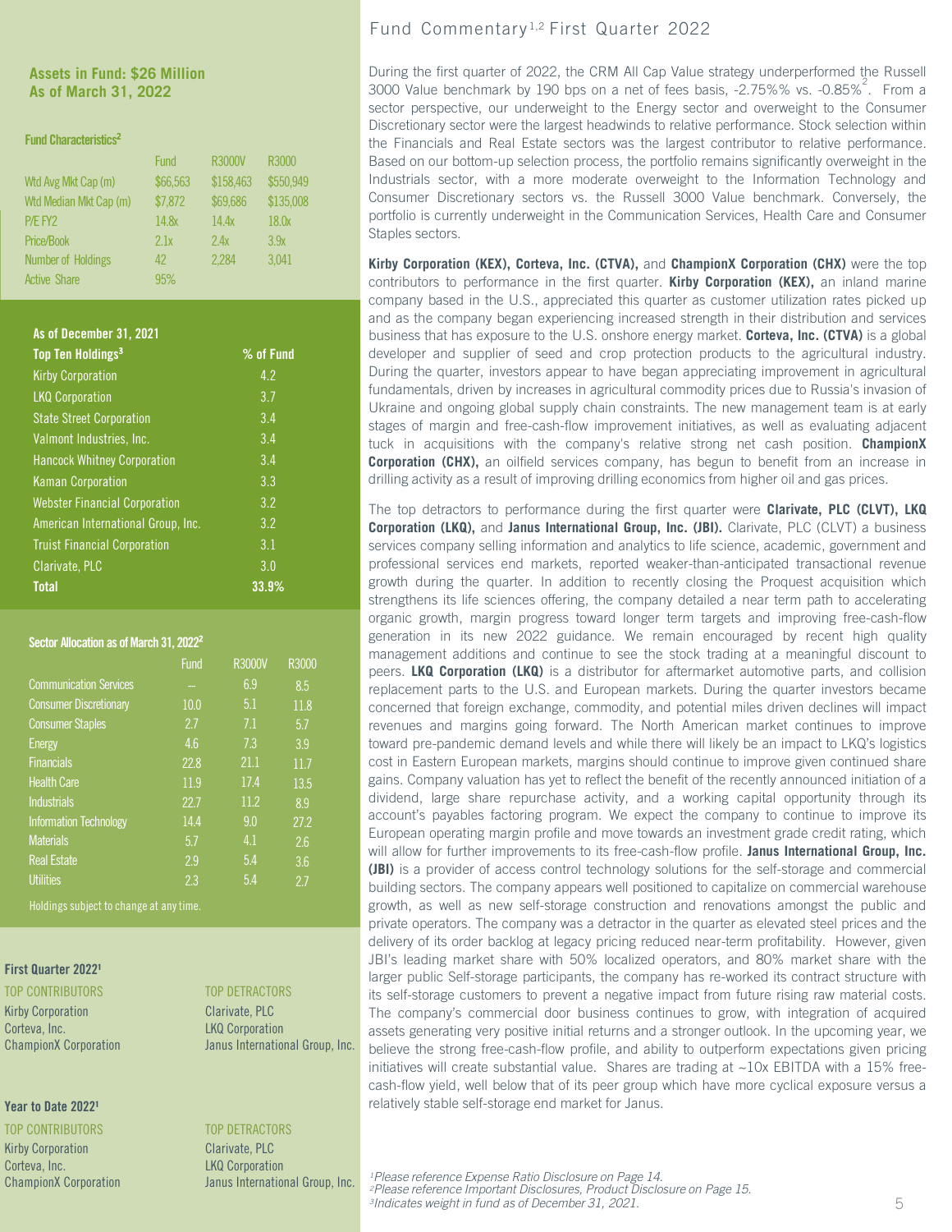**Assets in Fund: $26 Million**
**As of March 31, 2022**

**Fund Characteristics[2]**

| | Fund | R3000V | R3000 |
|---|---|---|---|
| Wtd Avg Mkt Cap (m) | $66,563 | $158,463 | $550,949 |
| Wtd Median Mkt Cap (m) | $7,872 | $69,686 | $135,008 |
| P/E FY2 | 14.8x | 14.4x | 18.0x |
| Price/Book | 2.1x | 2.4x | 3.9x |
| Number of Holdings | 42 | 2,284 | 3,041 |
| Active Share | 95% | | |

**As of December 31, 2021**

| Top Ten Holdings[3] | % of Fund |
|---|---|
| Kirby Corporation | 4.2 |
| LKQ Corporation | 3.7 |
| State Street Corporation | 3.4 |
| Valmont Industries, Inc. | 3.4 |
| Hancock Whitney Corporation | 3.4 |
| Kaman Corporation | 3.3 |
| Webster Financial Corporation | 3.2 |
| American International Group, Inc. | 3.2 |
| Truist Financial Corporation | 3.1 |
| Clarivate, PLC | 3.0 |
| **Total** | **33.9%** |

**Sector Allocation as of March 31, 2022[2]**

| | Fund | R3000V | R3000 |
|---|---|---|---|
| Communication Services | -- | 6.9 | 8.5 |
| Consumer Discretionary | 10.0 | 5.1 | 11.8 |
| Consumer Staples | 2.7 | 7.1 | 5.7 |
| Energy | 4.6 | 7.3 | 3.9 |
| Financials | 22.8 | 21.1 | 11.7 |
| Health Care | 11.9 | 17.4 | 13.5 |
| Industrials | 22.7 | 11.2 | 8.9 |
| Information Technology | 14.4 | 9.0 | 27.2 |
| Materials | 5.7 | 4.1 | 2.6 |
| Real Estate | 2.9 | 5.4 | 3.6 |
| Utilities | 2.3 | 5.4 | 2.7 |

Holdings subject to change at any time.

**First Quarter 2022[1]**

| TOP CONTRIBUTORS | TOP DETRACTORS |
|---|---|
| Kirby Corporation | Clarivate, PLC |
| Corteva, Inc. | LKQ Corporation |
| ChampionX Corporation | Janus International Group, Inc. |

**Year to Date 2022[1]**

| TOP CONTRIBUTORS | TOP DETRACTORS |
|---|---|
| Kirby Corporation | Clarivate, PLC |
| Corteva, Inc. | LKQ Corporation |
| ChampionX Corporation | Janus International Group, Inc. |

## Fund Commentary[1,2] First Quarter 2022

During the first quarter of 2022, the CRM All Cap Value strategy underperformed the Russell 3000 Value benchmark by 190 bps on a net of fees basis, -2.75%% vs. -0.85%[2]. From a sector perspective, our underweight to the Energy sector and overweight to the Consumer Discretionary sector were the largest headwinds to relative performance. Stock selection within the Financials and Real Estate sectors was the largest contributor to relative performance. Based on our bottom-up selection process, the portfolio remains significantly overweight in the Industrials sector, with a more moderate overweight to the Information Technology and Consumer Discretionary sectors vs. the Russell 3000 Value benchmark. Conversely, the portfolio is currently underweight in the Communication Services, Health Care and Consumer Staples sectors.

**Kirby Corporation (KEX), Corteva, Inc. (CTVA),** and **ChampionX Corporation (CHX)** were the top contributors to performance in the first quarter. **Kirby Corporation (KEX),** an inland marine company based in the U.S., appreciated this quarter as customer utilization rates picked up and as the company began experiencing increased strength in their distribution and services business that has exposure to the U.S. onshore energy market. **Corteva, Inc. (CTVA)** is a global developer and supplier of seed and crop protection products to the agricultural industry. During the quarter, investors appear to have began appreciating improvement in agricultural fundamentals, driven by increases in agricultural commodity prices due to Russia's invasion of Ukraine and ongoing global supply chain constraints. The new management team is at early stages of margin and free-cash-flow improvement initiatives, as well as evaluating adjacent tuck in acquisitions with the company's relative strong net cash position. **ChampionX Corporation (CHX),** an oilfield services company, has begun to benefit from an increase in drilling activity as a result of improving drilling economics from higher oil and gas prices.

The top detractors to performance during the first quarter were **Clarivate, PLC (CLVT), LKQ Corporation (LKQ),** and **Janus International Group, Inc. (JBI).** Clarivate, PLC (CLVT) a business services company selling information and analytics to life science, academic, government and professional services end markets, reported weaker-than-anticipated transactional revenue growth during the quarter. In addition to recently closing the Proquest acquisition which strengthens its life sciences offering, the company detailed a near term path to accelerating organic growth, margin progress toward longer term targets and improving free-cash-flow generation in its new 2022 guidance. We remain encouraged by recent high quality management additions and continue to see the stock trading at a meaningful discount to peers. **LKQ Corporation (LKQ)** is a distributor for aftermarket automotive parts, and collision replacement parts to the U.S. and European markets. During the quarter investors became concerned that foreign exchange, commodity, and potential miles driven declines will impact revenues and margins going forward. The North American market continues to improve toward pre-pandemic demand levels and while there will likely be an impact to LKQ's logistics cost in Eastern European markets, margins should continue to improve given continued share gains. Company valuation has yet to reflect the benefit of the recently announced initiation of a dividend, large share repurchase activity, and a working capital opportunity through its account's payables factoring program. We expect the company to continue to improve its European operating margin profile and move towards an investment grade credit rating, which will allow for further improvements to its free-cash-flow profile. **Janus International Group, Inc. (JBI)** is a provider of access control technology solutions for the self-storage and commercial building sectors. The company appears well positioned to capitalize on commercial warehouse growth, as well as new self-storage construction and renovations amongst the public and private operators. The company was a detractor in the quarter as elevated steel prices and the delivery of its order backlog at legacy pricing reduced near-term profitability. However, given JBI's leading market share with 50% localized operators, and 80% market share with the larger public Self-storage participants, the company has re-worked its contract structure with its self-storage customers to prevent a negative impact from future rising raw material costs. The company's commercial door business continues to grow, with integration of acquired assets generating very positive initial returns and a stronger outlook. In the upcoming year, we believe the strong free-cash-flow profile, and ability to outperform expectations given pricing initiatives will create substantial value. Shares are trading at ~10x EBITDA with a 15% free-cash-flow yield, well below that of its peer group which have more cyclical exposure versus a relatively stable self-storage end market for Janus.

*[1]Please reference Expense Ratio Disclosure on Page 14.*
*[2]Please reference Important Disclosures, Product Disclosure on Page 15.*
*[3]Indicates weight in fund as of December 31, 2021.*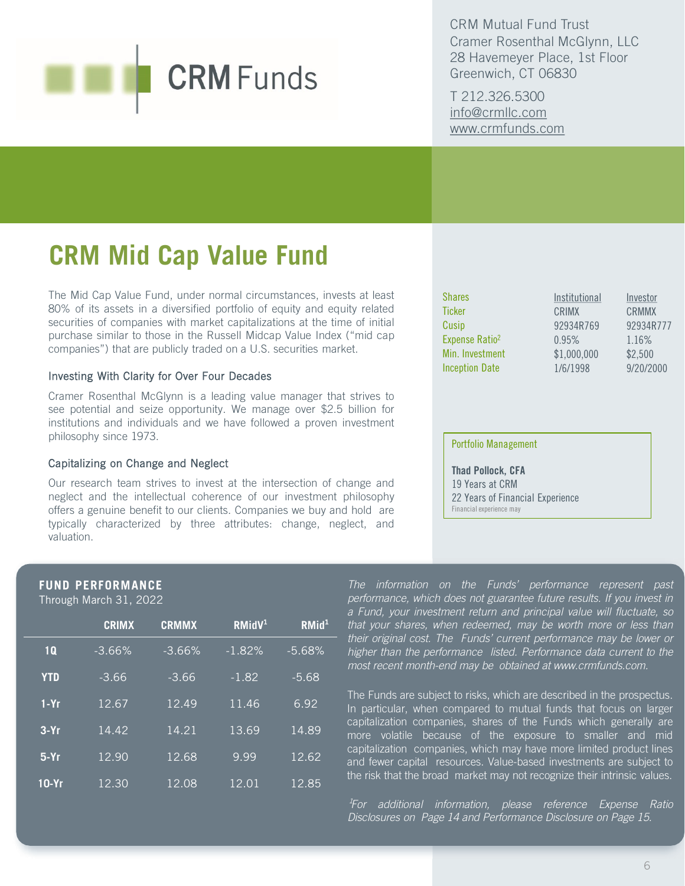CRM Funds

CRM Mutual Fund Trust
Cramer Rosenthal McGlynn, LLC
28 Havemeyer Place, 1st Floor
Greenwich, CT 06830

T 212.326.5300
info@crmllc.com
www.crmfunds.com

# CRM Mid Cap Value Fund

The Mid Cap Value Fund, under normal circumstances, invests at least 80% of its assets in a diversified portfolio of equity and equity related securities of companies with market capitalizations at the time of initial purchase similar to those in the Russell Midcap Value Index ("mid cap companies") that are publicly traded on a U.S. securities market.

### Investing With Clarity for Over Four Decades

Cramer Rosenthal McGlynn is a leading value manager that strives to see potential and seize opportunity. We manage over $2.5 billion for institutions and individuals and we have followed a proven investment philosophy since 1973.

### Capitalizing on Change and Neglect

Our research team strives to invest at the intersection of change and neglect and the intellectual coherence of our investment philosophy offers a genuine benefit to our clients. Companies we buy and hold are typically characterized by three attributes: change, neglect, and valuation.

| Shares | Institutional | Investor |
|---|---|---|
| Ticker | CRIMX | CRMMX |
| Cusip | 92934R769 | 92934R777 |
| Expense Ratio[2] | 0.95% | 1.16% |
| Min. Investment | $1,000,000 | $2,500 |
| Inception Date | 1/6/1998 | 9/20/2000 |

**Portfolio Management**

**Thad Pollock, CFA**
19 Years at CRM
22 Years of Financial Experience
Financial experience may

## FUND PERFORMANCE

Through March 31, 2022

| | CRIMX | CRMMX | RMidV[1] | RMid[1] |
|---|---|---|---|---|
| **1Q** | -3.66% | -3.66% | -1.82% | -5.68% |
| **YTD** | -3.66 | -3.66 | -1.82 | -5.68 |
| **1-Yr** | 12.67 | 12.49 | 11.46 | 6.92 |
| **3-Yr** | 14.42 | 14.21 | 13.69 | 14.89 |
| **5-Yr** | 12.90 | 12.68 | 9.99 | 12.62 |
| **10-Yr** | 12.30 | 12.08 | 12.01 | 12.85 |

*The information on the Funds' performance represent past performance, which does not guarantee future results. If you invest in a Fund, your investment return and principal value will fluctuate, so that your shares, when redeemed, may be worth more or less than their original cost. The Funds' current performance may be lower or higher than the performance listed. Performance data current to the most recent month-end may be obtained at www.crmfunds.com.*

The Funds are subject to risks, which are described in the prospectus. In particular, when compared to mutual funds that focus on larger capitalization companies, shares of the Funds which generally are more volatile because of the exposure to smaller and mid capitalization companies, which may have more limited product lines and fewer capital resources. Value-based investments are subject to the risk that the broad market may not recognize their intrinsic values.

*[1]For additional information, please reference Expense Ratio Disclosures on Page 14 and Performance Disclosure on Page 15.*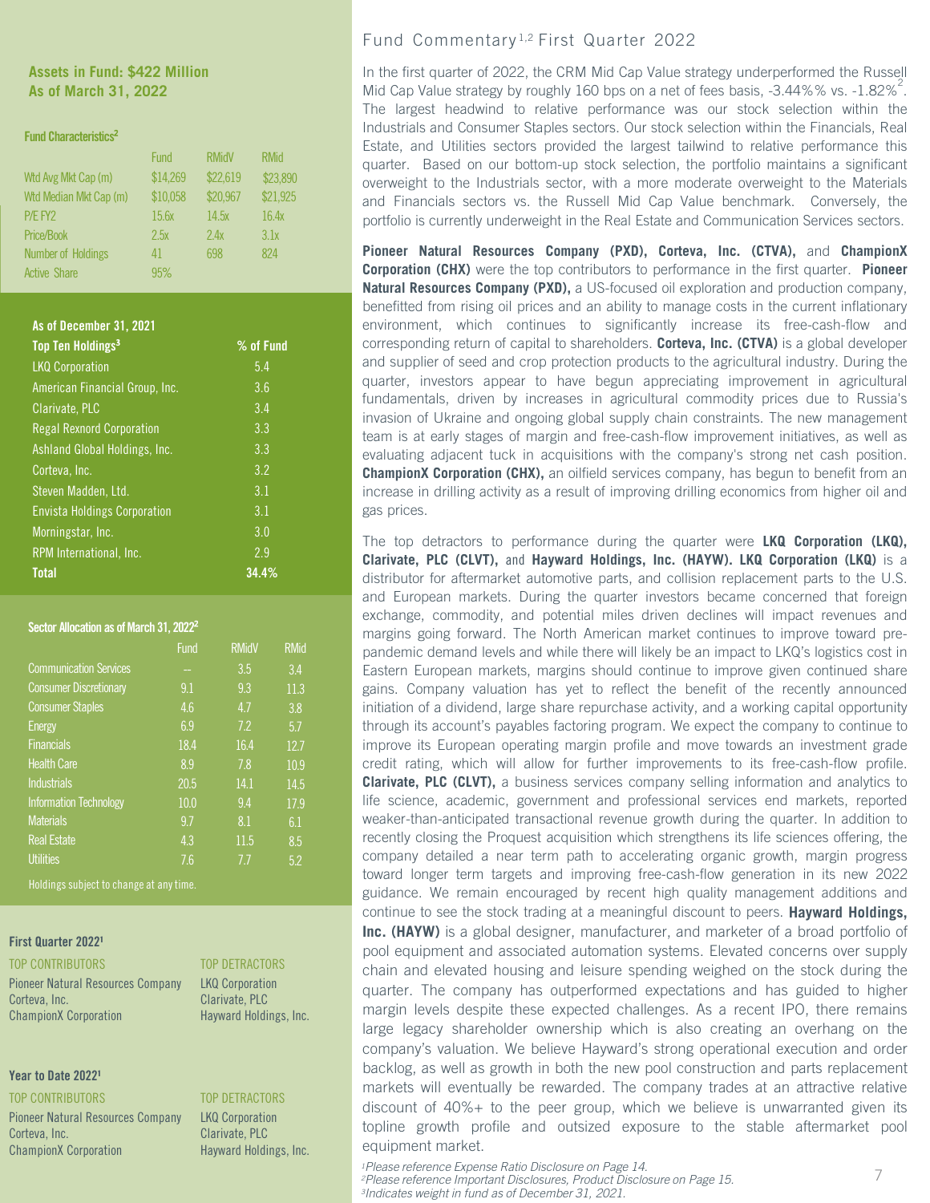**Assets in Fund: $422 Million**
**As of March 31, 2022**

**Fund Characteristics**[2]

| | Fund | RMidV | RMid |
|---|---|---|---|
| Wtd Avg Mkt Cap (m) | $14,269 | $22,619 | $23,890 |
| Wtd Median Mkt Cap (m) | $10,058 | $20,967 | $21,925 |
| P/E FY2 | 15.6x | 14.5x | 16.4x |
| Price/Book | 2.5x | 2.4x | 3.1x |
| Number of Holdings | 41 | 698 | 824 |
| Active Share | 95% | | |

**As of December 31, 2021**

| Top Ten Holdings[3] | % of Fund |
|---|---|
| LKQ Corporation | 5.4 |
| American Financial Group, Inc. | 3.6 |
| Clarivate, PLC | 3.4 |
| Regal Rexnord Corporation | 3.3 |
| Ashland Global Holdings, Inc. | 3.3 |
| Corteva, Inc. | 3.2 |
| Steven Madden, Ltd. | 3.1 |
| Envista Holdings Corporation | 3.1 |
| Morningstar, Inc. | 3.0 |
| RPM International, Inc. | 2.9 |
| **Total** | **34.4%** |

**Sector Allocation as of March 31, 2022**[2]

| | Fund | RMidV | RMid |
|---|---|---|---|
| Communication Services | -- | 3.5 | 3.4 |
| Consumer Discretionary | 9.1 | 9.3 | 11.3 |
| Consumer Staples | 4.6 | 4.7 | 3.8 |
| Energy | 6.9 | 7.2 | 5.7 |
| Financials | 18.4 | 16.4 | 12.7 |
| Health Care | 8.9 | 7.8 | 10.9 |
| Industrials | 20.5 | 14.1 | 14.5 |
| Information Technology | 10.0 | 9.4 | 17.9 |
| Materials | 9.7 | 8.1 | 6.1 |
| Real Estate | 4.3 | 11.5 | 8.5 |
| Utilities | 7.6 | 7.7 | 5.2 |

Holdings subject to change at any time.

**First Quarter 2022**[1]

| TOP CONTRIBUTORS | TOP DETRACTORS |
|---|---|
| Pioneer Natural Resources Company | LKQ Corporation |
| Corteva, Inc. | Clarivate, PLC |
| ChampionX Corporation | Hayward Holdings, Inc. |

**Year to Date 2022**[1]

| TOP CONTRIBUTORS | TOP DETRACTORS |
|---|---|
| Pioneer Natural Resources Company | LKQ Corporation |
| Corteva, Inc. | Clarivate, PLC |
| ChampionX Corporation | Hayward Holdings, Inc. |

## Fund Commentary[1,2] First Quarter 2022

In the first quarter of 2022, the CRM Mid Cap Value strategy underperformed the Russell Mid Cap Value strategy by roughly 160 bps on a net of fees basis, -3.44%% vs. -1.82%[2]. The largest headwind to relative performance was our stock selection within the Industrials and Consumer Staples sectors. Our stock selection within the Financials, Real Estate, and Utilities sectors provided the largest tailwind to relative performance this quarter. Based on our bottom-up stock selection, the portfolio maintains a significant overweight to the Industrials sector, with a more moderate overweight to the Materials and Financials sectors vs. the Russell Mid Cap Value benchmark. Conversely, the portfolio is currently underweight in the Real Estate and Communication Services sectors.

**Pioneer Natural Resources Company (PXD), Corteva, Inc. (CTVA),** and **ChampionX Corporation (CHX)** were the top contributors to performance in the first quarter. **Pioneer Natural Resources Company (PXD),** a US-focused oil exploration and production company, benefitted from rising oil prices and an ability to manage costs in the current inflationary environment, which continues to significantly increase its free-cash-flow and corresponding return of capital to shareholders. **Corteva, Inc. (CTVA)** is a global developer and supplier of seed and crop protection products to the agricultural industry. During the quarter, investors appear to have begun appreciating improvement in agricultural fundamentals, driven by increases in agricultural commodity prices due to Russia's invasion of Ukraine and ongoing global supply chain constraints. The new management team is at early stages of margin and free-cash-flow improvement initiatives, as well as evaluating adjacent tuck in acquisitions with the company's strong net cash position. **ChampionX Corporation (CHX),** an oilfield services company, has begun to benefit from an increase in drilling activity as a result of improving drilling economics from higher oil and gas prices.

The top detractors to performance during the quarter were **LKQ Corporation (LKQ), Clarivate, PLC (CLVT),** and **Hayward Holdings, Inc. (HAYW). LKQ Corporation (LKQ)** is a distributor for aftermarket automotive parts, and collision replacement parts to the U.S. and European markets. During the quarter investors became concerned that foreign exchange, commodity, and potential miles driven declines will impact revenues and margins going forward. The North American market continues to improve toward pre-pandemic demand levels and while there will likely be an impact to LKQ's logistics cost in Eastern European markets, margins should continue to improve given continued share gains. Company valuation has yet to reflect the benefit of the recently announced initiation of a dividend, large share repurchase activity, and a working capital opportunity through its account's payables factoring program. We expect the company to continue to improve its European operating margin profile and move towards an investment grade credit rating, which will allow for further improvements to its free-cash-flow profile. **Clarivate, PLC (CLVT),** a business services company selling information and analytics to life science, academic, government and professional services end markets, reported weaker-than-anticipated transactional revenue growth during the quarter. In addition to recently closing the Proquest acquisition which strengthens its life sciences offering, the company detailed a near term path to accelerating organic growth, margin progress toward longer term targets and improving free-cash-flow generation in its new 2022 guidance. We remain encouraged by recent high quality management additions and continue to see the stock trading at a meaningful discount to peers. **Hayward Holdings, Inc. (HAYW)** is a global designer, manufacturer, and marketer of a broad portfolio of pool equipment and associated automation systems. Elevated concerns over supply chain and elevated housing and leisure spending weighed on the stock during the quarter. The company has outperformed expectations and has guided to higher margin levels despite these expected challenges. As a recent IPO, there remains large legacy shareholder ownership which is also creating an overhang on the company's valuation. We believe Hayward's strong operational execution and order backlog, as well as growth in both the new pool construction and parts replacement markets will eventually be rewarded. The company trades at an attractive relative discount of 40%+ to the peer group, which we believe is unwarranted given its topline growth profile and outsized exposure to the stable aftermarket pool equipment market.

*[1]Please reference Expense Ratio Disclosure on Page 14.*
*[2]Please reference Important Disclosures, Product Disclosure on Page 15.*
*[3]Indicates weight in fund as of December 31, 2021.*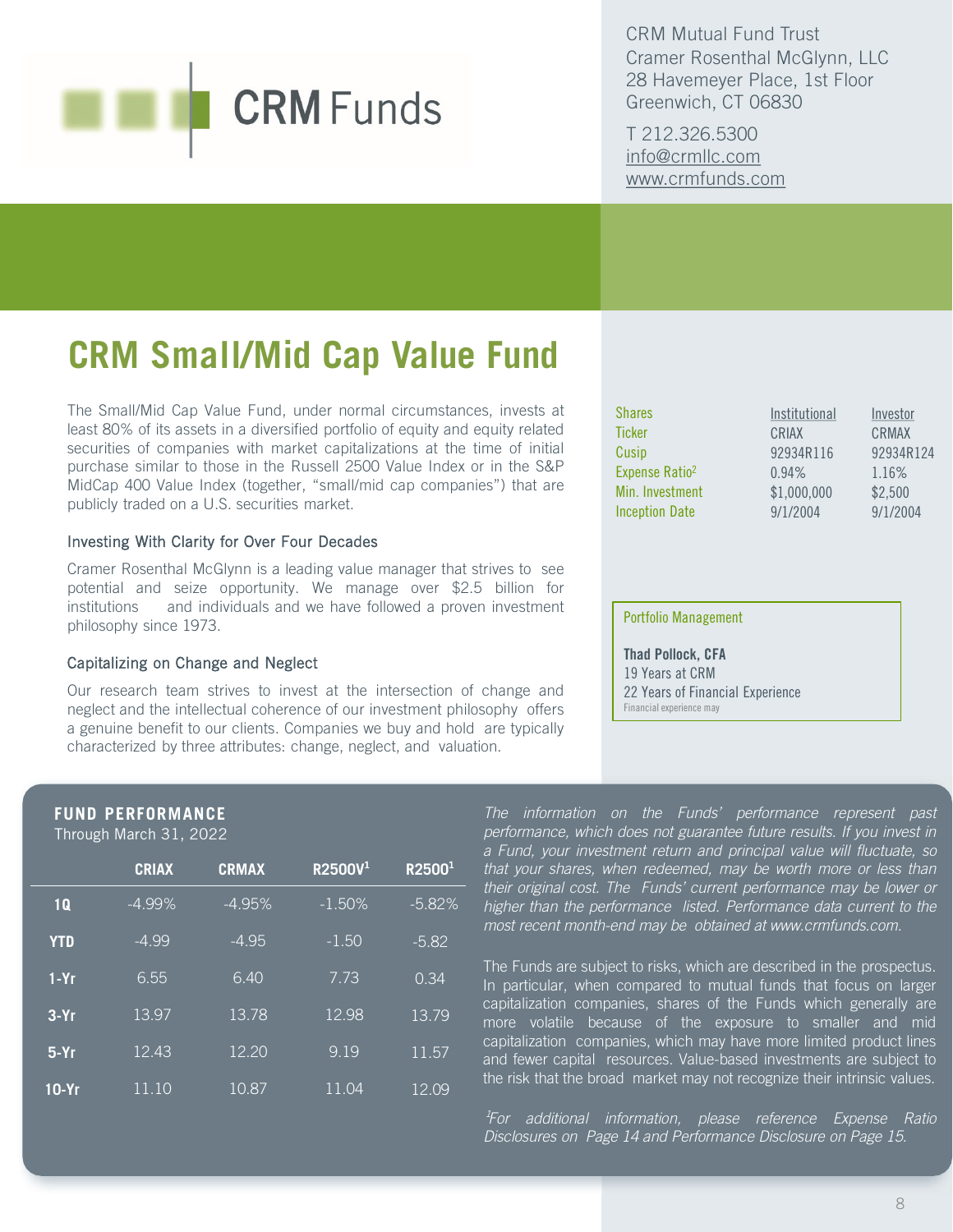CRM Funds

CRM Mutual Fund Trust
Cramer Rosenthal McGlynn, LLC
28 Havemeyer Place, 1st Floor
Greenwich, CT 06830

T 212.326.5300
info@crmllc.com
www.crmfunds.com

# CRM Small/Mid Cap Value Fund

The Small/Mid Cap Value Fund, under normal circumstances, invests at least 80% of its assets in a diversified portfolio of equity and equity related securities of companies with market capitalizations at the time of initial purchase similar to those in the Russell 2500 Value Index or in the S&P MidCap 400 Value Index (together, "small/mid cap companies") that are publicly traded on a U.S. securities market.

### Investing With Clarity for Over Four Decades

Cramer Rosenthal McGlynn is a leading value manager that strives to see potential and seize opportunity. We manage over $2.5 billion for institutions and individuals and we have followed a proven investment philosophy since 1973.

### Capitalizing on Change and Neglect

Our research team strives to invest at the intersection of change and neglect and the intellectual coherence of our investment philosophy offers a genuine benefit to our clients. Companies we buy and hold are typically characterized by three attributes: change, neglect, and valuation.

| Shares | Institutional | Investor |
|---|---|---|
| Ticker | CRIAX | CRMAX |
| Cusip | 92934R116 | 92934R124 |
| Expense Ratio[2] | 0.94% | 1.16% |
| Min. Investment | $1,000,000 | $2,500 |
| Inception Date | 9/1/2004 | 9/1/2004 |

**Portfolio Management**

**Thad Pollock, CFA**
19 Years at CRM
22 Years of Financial Experience
Financial experience may

## FUND PERFORMANCE

Through March 31, 2022

| | CRIAX | CRMAX | R2500V[1] | R2500[1] |
|---|---|---|---|---|
| **1Q** | -4.99% | -4.95% | -1.50% | -5.82% |
| **YTD** | -4.99 | -4.95 | -1.50 | -5.82 |
| **1-Yr** | 6.55 | 6.40 | 7.73 | 0.34 |
| **3-Yr** | 13.97 | 13.78 | 12.98 | 13.79 |
| **5-Yr** | 12.43 | 12.20 | 9.19 | 11.57 |
| **10-Yr** | 11.10 | 10.87 | 11.04 | 12.09 |

*The information on the Funds' performance represent past performance, which does not guarantee future results. If you invest in a Fund, your investment return and principal value will fluctuate, so that your shares, when redeemed, may be worth more or less than their original cost. The Funds' current performance may be lower or higher than the performance listed. Performance data current to the most recent month-end may be obtained at www.crmfunds.com.*

The Funds are subject to risks, which are described in the prospectus. In particular, when compared to mutual funds that focus on larger capitalization companies, shares of the Funds which generally are more volatile because of the exposure to smaller and mid capitalization companies, which may have more limited product lines and fewer capital resources. Value-based investments are subject to the risk that the broad market may not recognize their intrinsic values.

*[1]For additional information, please reference Expense Ratio Disclosures on Page 14 and Performance Disclosure on Page 15.*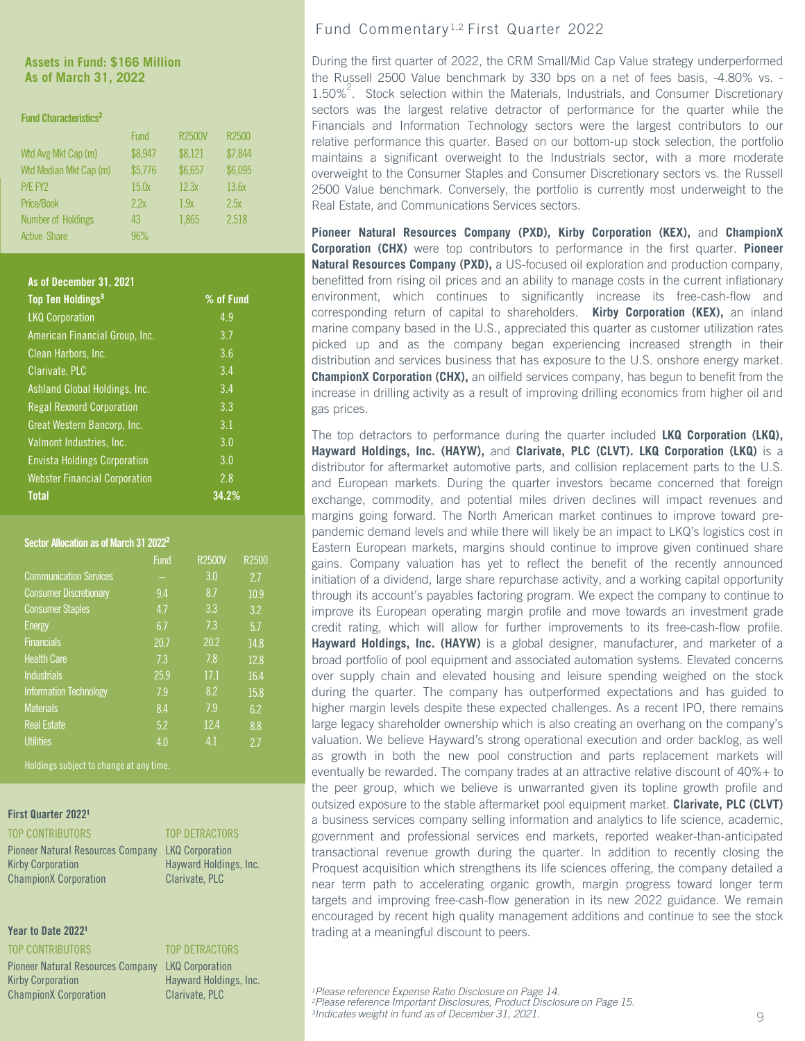**Assets in Fund: $166 Million**
**As of March 31, 2022**

**Fund Characteristics[2]**

| | Fund | R2500V | R2500 |
|---|---|---|---|
| Wtd Avg Mkt Cap (m) | $8,947 | $8,121 | $7,844 |
| Wtd Median Mkt Cap (m) | $5,776 | $6,657 | $6,095 |
| P/E FY2 | 15.0x | 12.3x | 13.6x |
| Price/Book | 2.2x | 1.9x | 2.5x |
| Number of Holdings | 43 | 1,865 | 2,518 |
| Active Share | 96% | | |

**As of December 31, 2021**

| Top Ten Holdings[3] | % of Fund |
|---|---|
| LKQ Corporation | 4.9 |
| American Financial Group, Inc. | 3.7 |
| Clean Harbors, Inc. | 3.6 |
| Clarivate, PLC | 3.4 |
| Ashland Global Holdings, Inc. | 3.4 |
| Regal Rexnord Corporation | 3.3 |
| Great Western Bancorp, Inc. | 3.1 |
| Valmont Industries, Inc. | 3.0 |
| Envista Holdings Corporation | 3.0 |
| Webster Financial Corporation | 2.8 |
| **Total** | **34.2%** |

**Sector Allocation as of March 31 2022[2]**

| | Fund | R2500V | R2500 |
|---|---|---|---|
| Communication Services | -- | 3.0 | 2.7 |
| Consumer Discretionary | 9.4 | 8.7 | 10.9 |
| Consumer Staples | 4.7 | 3.3 | 3.2 |
| Energy | 6.7 | 7.3 | 5.7 |
| Financials | 20.7 | 20.2 | 14.8 |
| Health Care | 7.3 | 7.8 | 12.8 |
| Industrials | 25.9 | 17.1 | 16.4 |
| Information Technology | 7.9 | 8.2 | 15.8 |
| Materials | 8.4 | 7.9 | 6.2 |
| Real Estate | 5.2 | 12.4 | 8.8 |
| Utilities | 4.0 | 4.1 | 2.7 |

Holdings subject to change at any time.

**First Quarter 2022[1]**

| TOP CONTRIBUTORS | TOP DETRACTORS |
|---|---|
| Pioneer Natural Resources Company | LKQ Corporation |
| Kirby Corporation | Hayward Holdings, Inc. |
| ChampionX Corporation | Clarivate, PLC |

**Year to Date 2022[1]**

| TOP CONTRIBUTORS | TOP DETRACTORS |
|---|---|
| Pioneer Natural Resources Company | LKQ Corporation |
| Kirby Corporation | Hayward Holdings, Inc. |
| ChampionX Corporation | Clarivate, PLC |

## Fund Commentary[1,2] First Quarter 2022

During the first quarter of 2022, the CRM Small/Mid Cap Value strategy underperformed the Russell 2500 Value benchmark by 330 bps on a net of fees basis, -4.80% vs. -1.50%[2]. Stock selection within the Materials, Industrials, and Consumer Discretionary sectors was the largest relative detractor of performance for the quarter while the Financials and Information Technology sectors were the largest contributors to our relative performance this quarter. Based on our bottom-up stock selection, the portfolio maintains a significant overweight to the Industrials sector, with a more moderate overweight to the Consumer Staples and Consumer Discretionary sectors vs. the Russell 2500 Value benchmark. Conversely, the portfolio is currently most underweight to the Real Estate, and Communications Services sectors.

**Pioneer Natural Resources Company (PXD), Kirby Corporation (KEX),** and **ChampionX Corporation (CHX)** were top contributors to performance in the first quarter. **Pioneer Natural Resources Company (PXD),** a US-focused oil exploration and production company, benefitted from rising oil prices and an ability to manage costs in the current inflationary environment, which continues to significantly increase its free-cash-flow and corresponding return of capital to shareholders. **Kirby Corporation (KEX),** an inland marine company based in the U.S., appreciated this quarter as customer utilization rates picked up and as the company began experiencing increased strength in their distribution and services business that has exposure to the U.S. onshore energy market. **ChampionX Corporation (CHX),** an oilfield services company, has begun to benefit from the increase in drilling activity as a result of improving drilling economics from higher oil and gas prices.

The top detractors to performance during the quarter included **LKQ Corporation (LKQ), Hayward Holdings, Inc. (HAYW),** and **Clarivate, PLC (CLVT). LKQ Corporation (LKQ)** is a distributor for aftermarket automotive parts, and collision replacement parts to the U.S. and European markets. During the quarter investors became concerned that foreign exchange, commodity, and potential miles driven declines will impact revenues and margins going forward. The North American market continues to improve toward pre-pandemic demand levels and while there will likely be an impact to LKQ's logistics cost in Eastern European markets, margins should continue to improve given continued share gains. Company valuation has yet to reflect the benefit of the recently announced initiation of a dividend, large share repurchase activity, and a working capital opportunity through its account's payables factoring program. We expect the company to continue to improve its European operating margin profile and move towards an investment grade credit rating, which will allow for further improvements to its free-cash-flow profile. **Hayward Holdings, Inc. (HAYW)** is a global designer, manufacturer, and marketer of a broad portfolio of pool equipment and associated automation systems. Elevated concerns over supply chain and elevated housing and leisure spending weighed on the stock during the quarter. The company has outperformed expectations and has guided to higher margin levels despite these expected challenges. As a recent IPO, there remains large legacy shareholder ownership which is also creating an overhang on the company's valuation. We believe Hayward's strong operational execution and order backlog, as well as growth in both the new pool construction and parts replacement markets will eventually be rewarded. The company trades at an attractive relative discount of 40%+ to the peer group, which we believe is unwarranted given its topline growth profile and outsized exposure to the stable aftermarket pool equipment market. **Clarivate, PLC (CLVT)** a business services company selling information and analytics to life science, academic, government and professional services end markets, reported weaker-than-anticipated transactional revenue growth during the quarter. In addition to recently closing the Proquest acquisition which strengthens its life sciences offering, the company detailed a near term path to accelerating organic growth, margin progress toward longer term targets and improving free-cash-flow generation in its new 2022 guidance. We remain encouraged by recent high quality management additions and continue to see the stock trading at a meaningful discount to peers.

*[1]Please reference Expense Ratio Disclosure on Page 14.*
*[2]Please reference Important Disclosures, Product Disclosure on Page 15.*
*[3]Indicates weight in fund as of December 31, 2021.*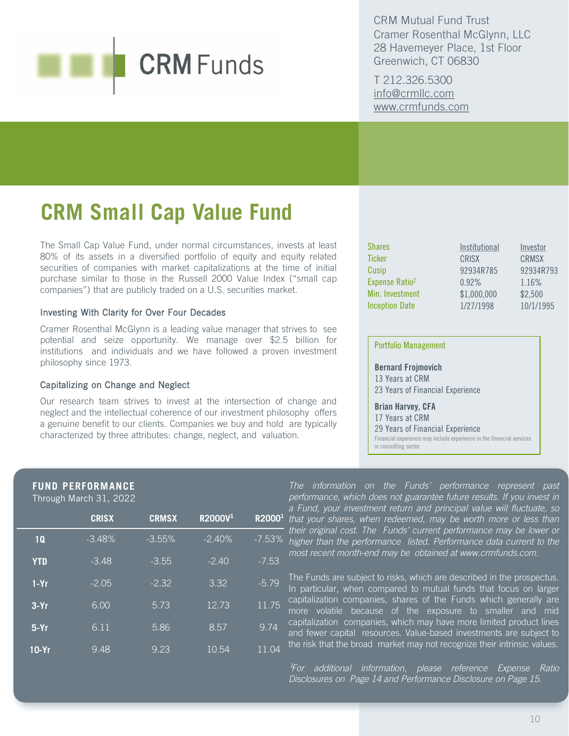CRM Funds

CRM Mutual Fund Trust
Cramer Rosenthal McGlynn, LLC
28 Havemeyer Place, 1st Floor
Greenwich, CT 06830

T 212.326.5300
info@crmllc.com
www.crmfunds.com

# CRM Small Cap Value Fund

The Small Cap Value Fund, under normal circumstances, invests at least 80% of its assets in a diversified portfolio of equity and equity related securities of companies with market capitalizations at the time of initial purchase similar to those in the Russell 2000 Value Index ("small cap companies") that are publicly traded on a U.S. securities market.

### Investing With Clarity for Over Four Decades

Cramer Rosenthal McGlynn is a leading value manager that strives to see potential and seize opportunity. We manage over $2.5 billion for institutions and individuals and we have followed a proven investment philosophy since 1973.

### Capitalizing on Change and Neglect

Our research team strives to invest at the intersection of change and neglect and the intellectual coherence of our investment philosophy offers a genuine benefit to our clients. Companies we buy and hold are typically characterized by three attributes: change, neglect, and valuation.

| Shares | Institutional | Investor |
|---|---|---|
| Ticker | CRISX | CRMSX |
| Cusip | 92934R785 | 92934R793 |
| Expense Ratio[2] | 0.92% | 1.16% |
| Min. Investment | $1,000,000 | $2,500 |
| Inception Date | 1/27/1998 | 10/1/1995 |

### Portfolio Management

**Bernard Frojmovich**
13 Years at CRM
23 Years of Financial Experience

**Brian Harvey, CFA**
17 Years at CRM
29 Years of Financial Experience

Financial experience may include experience in the financial services or consulting sector.

## FUND PERFORMANCE

Through March 31, 2022

| | CRISX | CRMSX | R2000V[1] | R2000[1] |
|---|---|---|---|---|
| **1Q** | -3.48% | -3.55% | -2.40% | -7.53% |
| **YTD** | -3.48 | -3.55 | -2.40 | -7.53 |
| **1-Yr** | -2.05 | -2.32 | 3.32 | -5.79 |
| **3-Yr** | 6.00 | 5.73 | 12.73 | 11.75 |
| **5-Yr** | 6.11 | 5.86 | 8.57 | 9.74 |
| **10-Yr** | 9.48 | 9.23 | 10.54 | 11.04 |

*The information on the Funds' performance represent past performance, which does not guarantee future results. If you invest in a Fund, your investment return and principal value will fluctuate, so that your shares, when redeemed, may be worth more or less than their original cost. The Funds' current performance may be lower or higher than the performance listed. Performance data current to the most recent month-end may be obtained at www.crmfunds.com.*

The Funds are subject to risks, which are described in the prospectus. In particular, when compared to mutual funds that focus on larger capitalization companies, shares of the Funds which generally are more volatile because of the exposure to smaller and mid capitalization companies, which may have more limited product lines and fewer capital resources. Value-based investments are subject to the risk that the broad market may not recognize their intrinsic values.

*[1]For additional information, please reference Expense Ratio Disclosures on Page 14 and Performance Disclosure on Page 15.*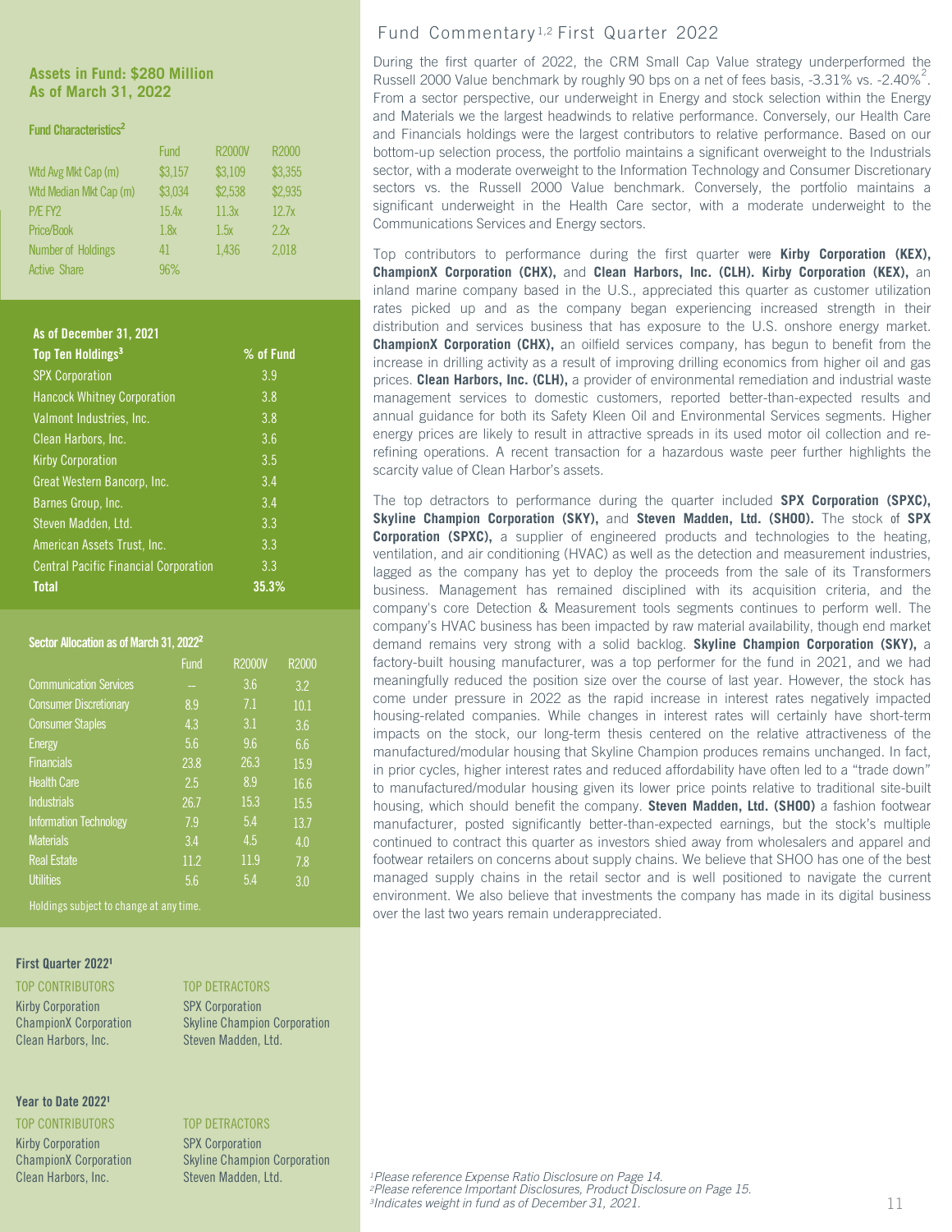**Assets in Fund: $280 Million**
**As of March 31, 2022**

**Fund Characteristics[2]**

| | Fund | R2000V | R2000 |
|---|---|---|---|
| Wtd Avg Mkt Cap (m) | $3,157 | $3,109 | $3,355 |
| Wtd Median Mkt Cap (m) | $3,034 | $2,538 | $2,935 |
| P/E FY2 | 15.4x | 11.3x | 12.7x |
| Price/Book | 1.8x | 1.5x | 2.2x |
| Number of Holdings | 41 | 1,436 | 2,018 |
| Active Share | 96% | | |

**As of December 31, 2021**

| Top Ten Holdings[3] | % of Fund |
|---|---|
| SPX Corporation | 3.9 |
| Hancock Whitney Corporation | 3.8 |
| Valmont Industries, Inc. | 3.8 |
| Clean Harbors, Inc. | 3.6 |
| Kirby Corporation | 3.5 |
| Great Western Bancorp, Inc. | 3.4 |
| Barnes Group, Inc. | 3.4 |
| Steven Madden, Ltd. | 3.3 |
| American Assets Trust, Inc. | 3.3 |
| Central Pacific Financial Corporation | 3.3 |
| **Total** | **35.3%** |

**Sector Allocation as of March 31, 2022[2]**

| | Fund | R2000V | R2000 |
|---|---|---|---|
| Communication Services | -- | 3.6 | 3.2 |
| Consumer Discretionary | 8.9 | 7.1 | 10.1 |
| Consumer Staples | 4.3 | 3.1 | 3.6 |
| Energy | 5.6 | 9.6 | 6.6 |
| Financials | 23.8 | 26.3 | 15.9 |
| Health Care | 2.5 | 8.9 | 16.6 |
| Industrials | 26.7 | 15.3 | 15.5 |
| Information Technology | 7.9 | 5.4 | 13.7 |
| Materials | 3.4 | 4.5 | 4.0 |
| Real Estate | 11.2 | 11.9 | 7.8 |
| Utilities | 5.6 | 5.4 | 3.0 |

Holdings subject to change at any time.

**First Quarter 2022[1]**

| TOP CONTRIBUTORS | TOP DETRACTORS |
|---|---|
| Kirby Corporation | SPX Corporation |
| ChampionX Corporation | Skyline Champion Corporation |
| Clean Harbors, Inc. | Steven Madden, Ltd. |

**Year to Date 2022[1]**

| TOP CONTRIBUTORS | TOP DETRACTORS |
|---|---|
| Kirby Corporation | SPX Corporation |
| ChampionX Corporation | Skyline Champion Corporation |
| Clean Harbors, Inc. | Steven Madden, Ltd. |

## Fund Commentary[1,2] First Quarter 2022

During the first quarter of 2022, the CRM Small Cap Value strategy underperformed the Russell 2000 Value benchmark by roughly 90 bps on a net of fees basis, -3.31% vs. -2.40%[2]. From a sector perspective, our underweight in Energy and stock selection within the Energy and Materials we the largest headwinds to relative performance. Conversely, our Health Care and Financials holdings were the largest contributors to relative performance. Based on our bottom-up selection process, the portfolio maintains a significant overweight to the Industrials sector, with a moderate overweight to the Information Technology and Consumer Discretionary sectors vs. the Russell 2000 Value benchmark. Conversely, the portfolio maintains a significant underweight in the Health Care sector, with a moderate underweight to the Communications Services and Energy sectors.

Top contributors to performance during the first quarter were **Kirby Corporation (KEX), ChampionX Corporation (CHX),** and **Clean Harbors, Inc. (CLH). Kirby Corporation (KEX),** an inland marine company based in the U.S., appreciated this quarter as customer utilization rates picked up and as the company began experiencing increased strength in their distribution and services business that has exposure to the U.S. onshore energy market. **ChampionX Corporation (CHX),** an oilfield services company, has begun to benefit from the increase in drilling activity as a result of improving drilling economics from higher oil and gas prices. **Clean Harbors, Inc. (CLH),** a provider of environmental remediation and industrial waste management services to domestic customers, reported better-than-expected results and annual guidance for both its Safety Kleen Oil and Environmental Services segments. Higher energy prices are likely to result in attractive spreads in its used motor oil collection and re-refining operations. A recent transaction for a hazardous waste peer further highlights the scarcity value of Clean Harbor's assets.

The top detractors to performance during the quarter included **SPX Corporation (SPXC), Skyline Champion Corporation (SKY),** and **Steven Madden, Ltd. (SHOO).** The stock of **SPX Corporation (SPXC),** a supplier of engineered products and technologies to the heating, ventilation, and air conditioning (HVAC) as well as the detection and measurement industries, lagged as the company has yet to deploy the proceeds from the sale of its Transformers business. Management has remained disciplined with its acquisition criteria, and the company's core Detection & Measurement tools segments continues to perform well. The company's HVAC business has been impacted by raw material availability, though end market demand remains very strong with a solid backlog. **Skyline Champion Corporation (SKY),** a factory-built housing manufacturer, was a top performer for the fund in 2021, and we had meaningfully reduced the position size over the course of last year. However, the stock has come under pressure in 2022 as the rapid increase in interest rates negatively impacted housing-related companies. While changes in interest rates will certainly have short-term impacts on the stock, our long-term thesis centered on the relative attractiveness of the manufactured/modular housing that Skyline Champion produces remains unchanged. In fact, in prior cycles, higher interest rates and reduced affordability have often led to a "trade down" to manufactured/modular housing given its lower price points relative to traditional site-built housing, which should benefit the company. **Steven Madden, Ltd. (SHOO)** a fashion footwear manufacturer, posted significantly better-than-expected earnings, but the stock's multiple continued to contract this quarter as investors shied away from wholesalers and apparel and footwear retailers on concerns about supply chains. We believe that SHOO has one of the best managed supply chains in the retail sector and is well positioned to navigate the current environment. We also believe that investments the company has made in its digital business over the last two years remain underappreciated.

*[1]Please reference Expense Ratio Disclosure on Page 14.*
*[2]Please reference Important Disclosures, Product Disclosure on Page 15.*
*[3]Indicates weight in fund as of December 31, 2021.*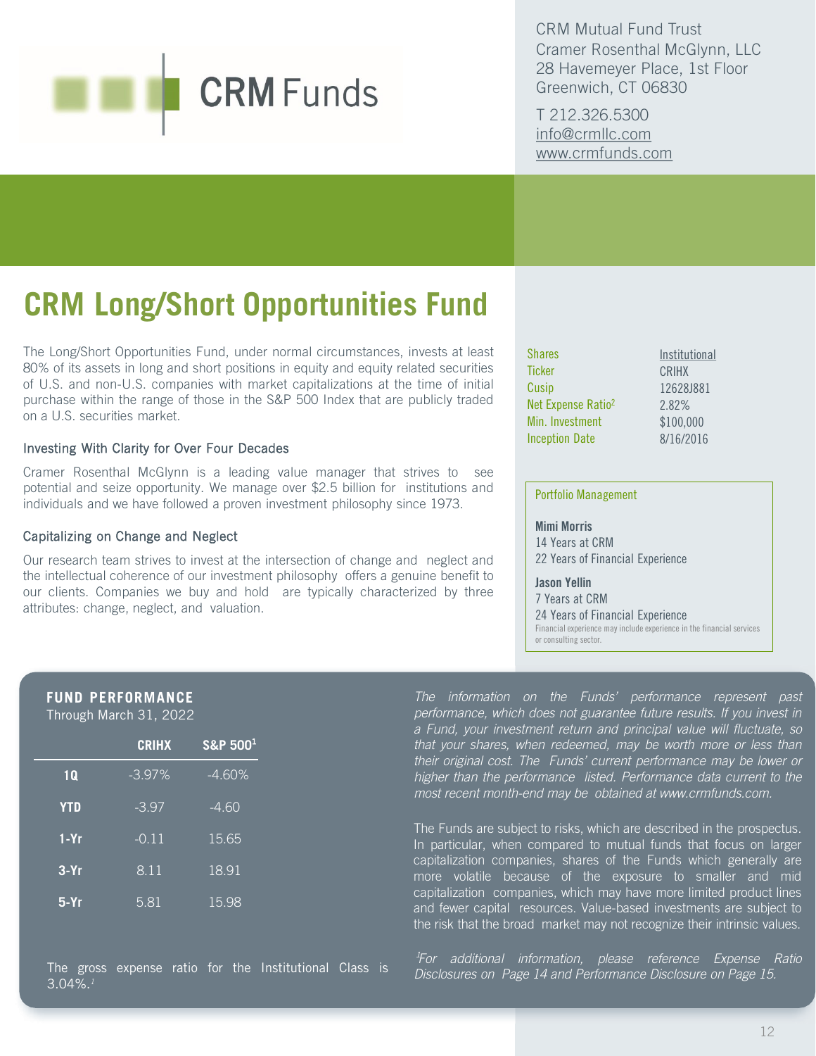CRM Funds

CRM Mutual Fund Trust
Cramer Rosenthal McGlynn, LLC
28 Havemeyer Place, 1st Floor
Greenwich, CT 06830

T 212.326.5300
info@crmllc.com
www.crmfunds.com

# CRM Long/Short Opportunities Fund

The Long/Short Opportunities Fund, under normal circumstances, invests at least 80% of its assets in long and short positions in equity and equity related securities of U.S. and non-U.S. companies with market capitalizations at the time of initial purchase within the range of those in the S&P 500 Index that are publicly traded on a U.S. securities market.

### Investing With Clarity for Over Four Decades

Cramer Rosenthal McGlynn is a leading value manager that strives to see potential and seize opportunity. We manage over $2.5 billion for institutions and individuals and we have followed a proven investment philosophy since 1973.

### Capitalizing on Change and Neglect

Our research team strives to invest at the intersection of change and neglect and the intellectual coherence of our investment philosophy offers a genuine benefit to our clients. Companies we buy and hold are typically characterized by three attributes: change, neglect, and valuation.

| Shares | Institutional |
|---|---|
| Ticker | CRIHX |
| Cusip | 12628J881 |
| Net Expense Ratio[2] | 2.82% |
| Min. Investment | $100,000 |
| Inception Date | 8/16/2016 |

**Portfolio Management**

**Mimi Morris**
14 Years at CRM
22 Years of Financial Experience

**Jason Yellin**
7 Years at CRM
24 Years of Financial Experience

Financial experience may include experience in the financial services or consulting sector.

## FUND PERFORMANCE

Through March 31, 2022

| | CRIHX | S&P 500[1] |
|---|---|---|
| 1Q | -3.97% | -4.60% |
| YTD | -3.97 | -4.60 |
| 1-Yr | -0.11 | 15.65 |
| 3-Yr | 8.11 | 18.91 |
| 5-Yr | 5.81 | 15.98 |

The gross expense ratio for the Institutional Class is 3.04%.[1]

*The information on the Funds' performance represent past performance, which does not guarantee future results. If you invest in a Fund, your investment return and principal value will fluctuate, so that your shares, when redeemed, may be worth more or less than their original cost. The Funds' current performance may be lower or higher than the performance listed. Performance data current to the most recent month-end may be obtained at www.crmfunds.com.*

The Funds are subject to risks, which are described in the prospectus. In particular, when compared to mutual funds that focus on larger capitalization companies, shares of the Funds which generally are more volatile because of the exposure to smaller and mid capitalization companies, which may have more limited product lines and fewer capital resources. Value-based investments are subject to the risk that the broad market may not recognize their intrinsic values.

*[1]For additional information, please reference Expense Ratio Disclosures on Page 14 and Performance Disclosure on Page 15.*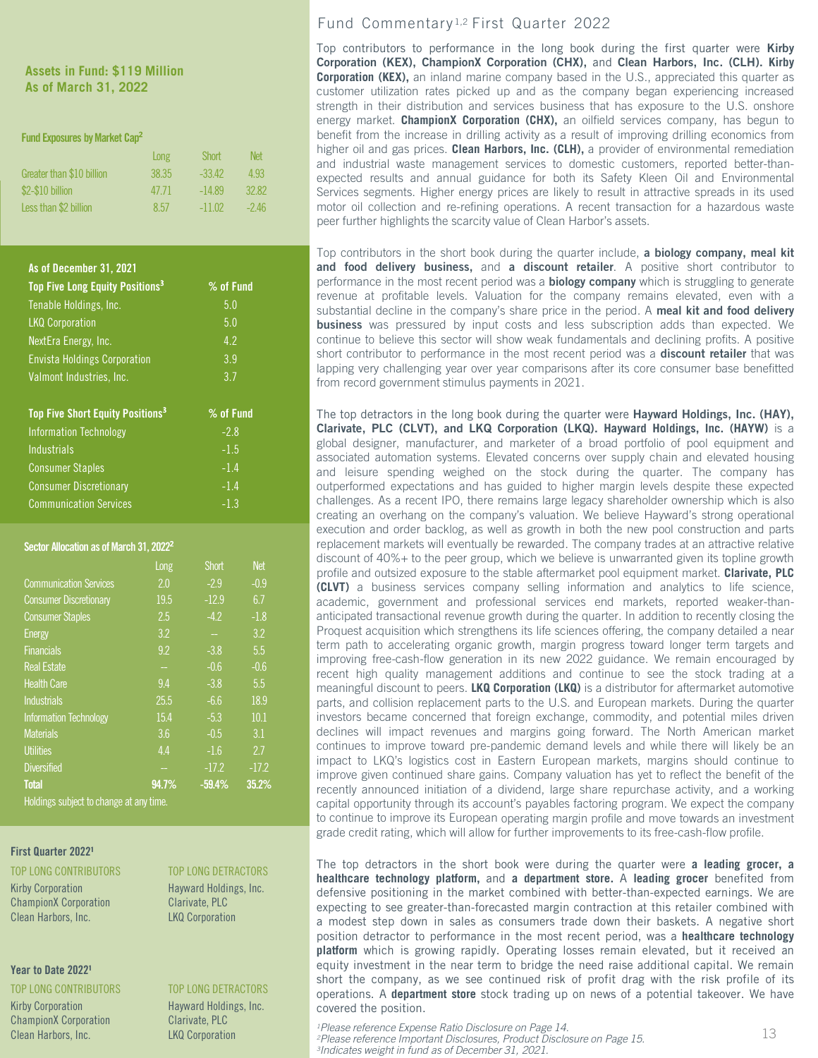**Assets in Fund: $119 Million**
**As of March 31, 2022**

**Fund Exposures by Market Cap[2]**

| | Long | Short | Net |
|---|---|---|---|
| Greater than $10 billion | 38.35 | -33.42 | 4.93 |
| $2-$10 billion | 47.71 | -14.89 | 32.82 |
| Less than $2 billion | 8.57 | -11.02 | -2.46 |

**As of December 31, 2021**

| Top Five Long Equity Positions[3] | % of Fund |
|---|---|
| Tenable Holdings, Inc. | 5.0 |
| LKQ Corporation | 5.0 |
| NextEra Energy, Inc. | 4.2 |
| Envista Holdings Corporation | 3.9 |
| Valmont Industries, Inc. | 3.7 |

| Top Five Short Equity Positions[3] | % of Fund |
|---|---|
| Information Technology | -2.8 |
| Industrials | -1.5 |
| Consumer Staples | -1.4 |
| Consumer Discretionary | -1.4 |
| Communication Services | -1.3 |

**Sector Allocation as of March 31, 2022[2]**

| | Long | Short | Net |
|---|---|---|---|
| Communication Services | 2.0 | -2.9 | -0.9 |
| Consumer Discretionary | 19.5 | -12.9 | 6.7 |
| Consumer Staples | 2.5 | -4.2 | -1.8 |
| Energy | 3.2 | -- | 3.2 |
| Financials | 9.2 | -3.8 | 5.5 |
| Real Estate | -- | -0.6 | -0.6 |
| Health Care | 9.4 | -3.8 | 5.5 |
| Industrials | 25.5 | -6.6 | 18.9 |
| Information Technology | 15.4 | -5.3 | 10.1 |
| Materials | 3.6 | -0.5 | 3.1 |
| Utilities | 4.4 | -1.6 | 2.7 |
| Diversified | -- | -17.2 | -17.2 |
| **Total** | **94.7%** | **-59.4%** | **35.2%** |

Holdings subject to change at any time.

**First Quarter 2022[1]**

| TOP LONG CONTRIBUTORS | TOP LONG DETRACTORS |
|---|---|
| Kirby Corporation | Hayward Holdings, Inc. |
| ChampionX Corporation | Clarivate, PLC |
| Clean Harbors, Inc. | LKQ Corporation |

**Year to Date 2022[1]**

| TOP LONG CONTRIBUTORS | TOP LONG DETRACTORS |
|---|---|
| Kirby Corporation | Hayward Holdings, Inc. |
| ChampionX Corporation | Clarivate, PLC |
| Clean Harbors, Inc. | LKQ Corporation |

## Fund Commentary[1,2] First Quarter 2022

Top contributors to performance in the long book during the first quarter were **Kirby Corporation (KEX), ChampionX Corporation (CHX),** and **Clean Harbors, Inc. (CLH). Kirby Corporation (KEX),** an inland marine company based in the U.S., appreciated this quarter as customer utilization rates picked up and as the company began experiencing increased strength in their distribution and services business that has exposure to the U.S. onshore energy market. **ChampionX Corporation (CHX),** an oilfield services company, has begun to benefit from the increase in drilling activity as a result of improving drilling economics from higher oil and gas prices. **Clean Harbors, Inc. (CLH),** a provider of environmental remediation and industrial waste management services to domestic customers, reported better-than-expected results and annual guidance for both its Safety Kleen Oil and Environmental Services segments. Higher energy prices are likely to result in attractive spreads in its used motor oil collection and re-refining operations. A recent transaction for a hazardous waste peer further highlights the scarcity value of Clean Harbor's assets.

Top contributors in the short book during the quarter include, **a biology company, meal kit and food delivery business,** and **a discount retailer**. A positive short contributor to performance in the most recent period was a **biology company** which is struggling to generate revenue at profitable levels. Valuation for the company remains elevated, even with a substantial decline in the company's share price in the period. A **meal kit and food delivery business** was pressured by input costs and less subscription adds than expected. We continue to believe this sector will show weak fundamentals and declining profits. A positive short contributor to performance in the most recent period was a **discount retailer** that was lapping very challenging year over year comparisons after its core consumer base benefitted from record government stimulus payments in 2021.

The top detractors in the long book during the quarter were **Hayward Holdings, Inc. (HAY), Clarivate, PLC (CLVT), and LKQ Corporation (LKQ). Hayward Holdings, Inc. (HAYW)** is a global designer, manufacturer, and marketer of a broad portfolio of pool equipment and associated automation systems. Elevated concerns over supply chain and elevated housing and leisure spending weighed on the stock during the quarter. The company has outperformed expectations and has guided to higher margin levels despite these expected challenges. As a recent IPO, there remains large legacy shareholder ownership which is also creating an overhang on the company's valuation. We believe Hayward's strong operational execution and order backlog, as well as growth in both the new pool construction and parts replacement markets will eventually be rewarded. The company trades at an attractive relative discount of 40%+ to the peer group, which we believe is unwarranted given its topline growth profile and outsized exposure to the stable aftermarket pool equipment market. **Clarivate, PLC (CLVT)** a business services company selling information and analytics to life science, academic, government and professional services end markets, reported weaker-than-anticipated transactional revenue growth during the quarter. In addition to recently closing the Proquest acquisition which strengthens its life sciences offering, the company detailed a near term path to accelerating organic growth, margin progress toward longer term targets and improving free-cash-flow generation in its new 2022 guidance. We remain encouraged by recent high quality management additions and continue to see the stock trading at a meaningful discount to peers. **LKQ Corporation (LKQ)** is a distributor for aftermarket automotive parts, and collision replacement parts to the U.S. and European markets. During the quarter investors became concerned that foreign exchange, commodity, and potential miles driven declines will impact revenues and margins going forward. The North American market continues to improve toward pre-pandemic demand levels and while there will likely be an impact to LKQ's logistics cost in Eastern European markets, margins should continue to improve given continued share gains. Company valuation has yet to reflect the benefit of the recently announced initiation of a dividend, large share repurchase activity, and a working capital opportunity through its account's payables factoring program. We expect the company to continue to improve its European operating margin profile and move towards an investment grade credit rating, which will allow for further improvements to its free-cash-flow profile.

The top detractors in the short book were during the quarter were **a leading grocer, a healthcare technology platform,** and **a department store.** A **leading grocer** benefited from defensive positioning in the market combined with better-than-expected earnings. We are expecting to see greater-than-forecasted margin contraction at this retailer combined with a modest step down in sales as consumers trade down their baskets. A negative short position detractor to performance in the most recent period, was a **healthcare technology platform** which is growing rapidly. Operating losses remain elevated, but it received an equity investment in the near term to bridge the need raise additional capital. We remain short the company, as we see continued risk of profit drag with the risk profile of its operations. A **department store** stock trading up on news of a potential takeover. We have covered the position.

*[1]Please reference Expense Ratio Disclosure on Page 14.*
*[2]Please reference Important Disclosures, Product Disclosure on Page 15.*
*[3]Indicates weight in fund as of December 31, 2021.*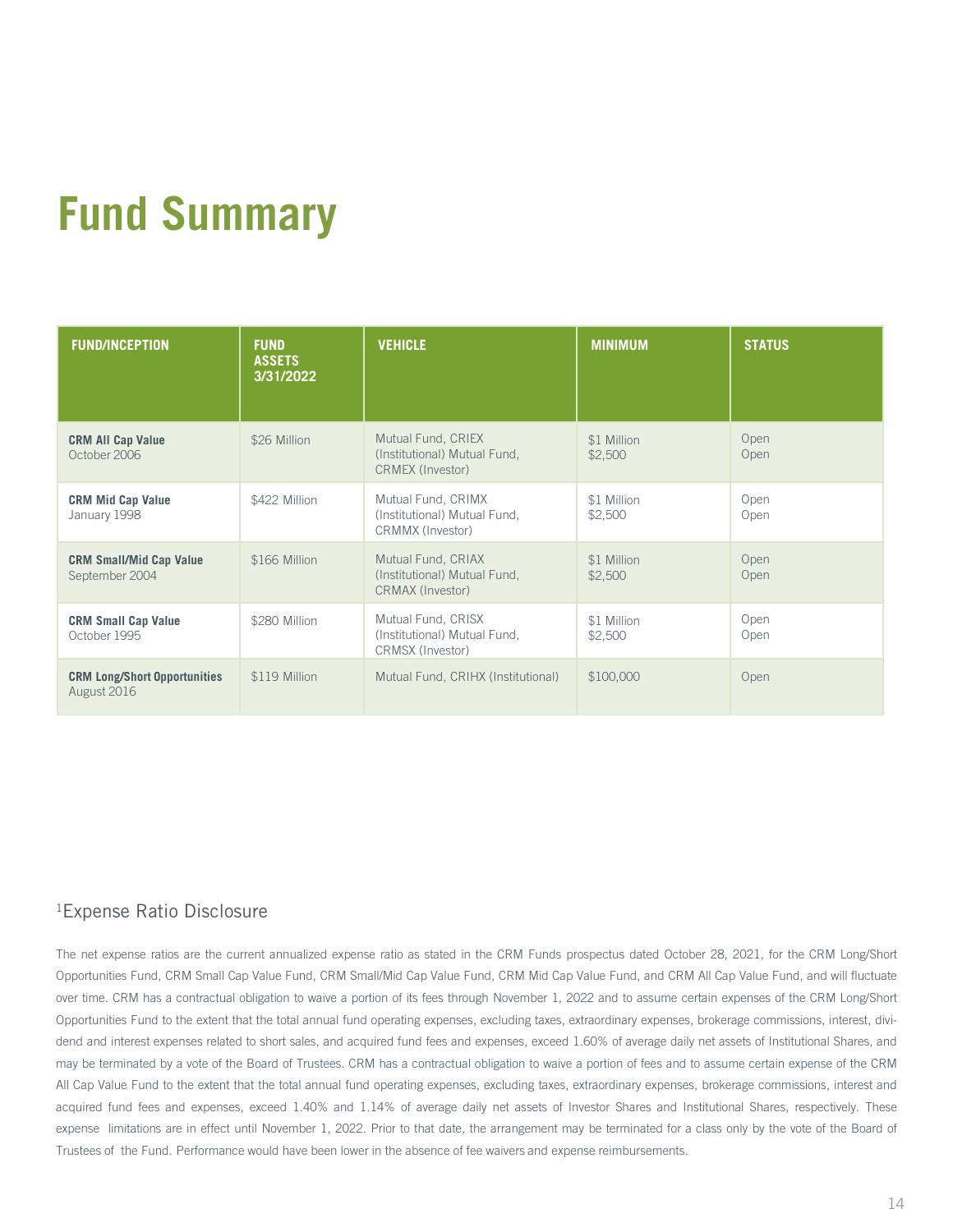# Fund Summary

| FUND/INCEPTION | FUND ASSETS 3/31/2022 | VEHICLE | MINIMUM | STATUS |
|---|---|---|---|---|
| **CRM All Cap Value** October 2006 | $26 Million | Mutual Fund, CRIEX (Institutional) Mutual Fund, CRMEX (Investor) | $1 Million $2,500 | Open Open |
| **CRM Mid Cap Value** January 1998 | $422 Million | Mutual Fund, CRIMX (Institutional) Mutual Fund, CRMMX (Investor) | $1 Million $2,500 | Open Open |
| **CRM Small/Mid Cap Value** September 2004 | $166 Million | Mutual Fund, CRIAX (Institutional) Mutual Fund, CRMAX (Investor) | $1 Million $2,500 | Open Open |
| **CRM Small Cap Value** October 1995 | $280 Million | Mutual Fund, CRISX (Institutional) Mutual Fund, CRMSX (Investor) | $1 Million $2,500 | Open Open |
| **CRM Long/Short Opportunities** August 2016 | $119 Million | Mutual Fund, CRIHX (Institutional) | $100,000 | Open |

## [1]Expense Ratio Disclosure

The net expense ratios are the current annualized expense ratio as stated in the CRM Funds prospectus dated October 28, 2021, for the CRM Long/Short Opportunities Fund, CRM Small Cap Value Fund, CRM Small/Mid Cap Value Fund, CRM Mid Cap Value Fund, and CRM All Cap Value Fund, and will fluctuate over time. CRM has a contractual obligation to waive a portion of its fees through November 1, 2022 and to assume certain expenses of the CRM Long/Short Opportunities Fund to the extent that the total annual fund operating expenses, excluding taxes, extraordinary expenses, brokerage commissions, interest, dividend and interest expenses related to short sales, and acquired fund fees and expenses, exceed 1.60% of average daily net assets of Institutional Shares, and may be terminated by a vote of the Board of Trustees. CRM has a contractual obligation to waive a portion of fees and to assume certain expense of the CRM All Cap Value Fund to the extent that the total annual fund operating expenses, excluding taxes, extraordinary expenses, brokerage commissions, interest and acquired fund fees and expenses, exceed 1.40% and 1.14% of average daily net assets of Investor Shares and Institutional Shares, respectively. These expense limitations are in effect until November 1, 2022. Prior to that date, the arrangement may be terminated for a class only by the vote of the Board of Trustees of the Fund. Performance would have been lower in the absence of fee waivers and expense reimbursements.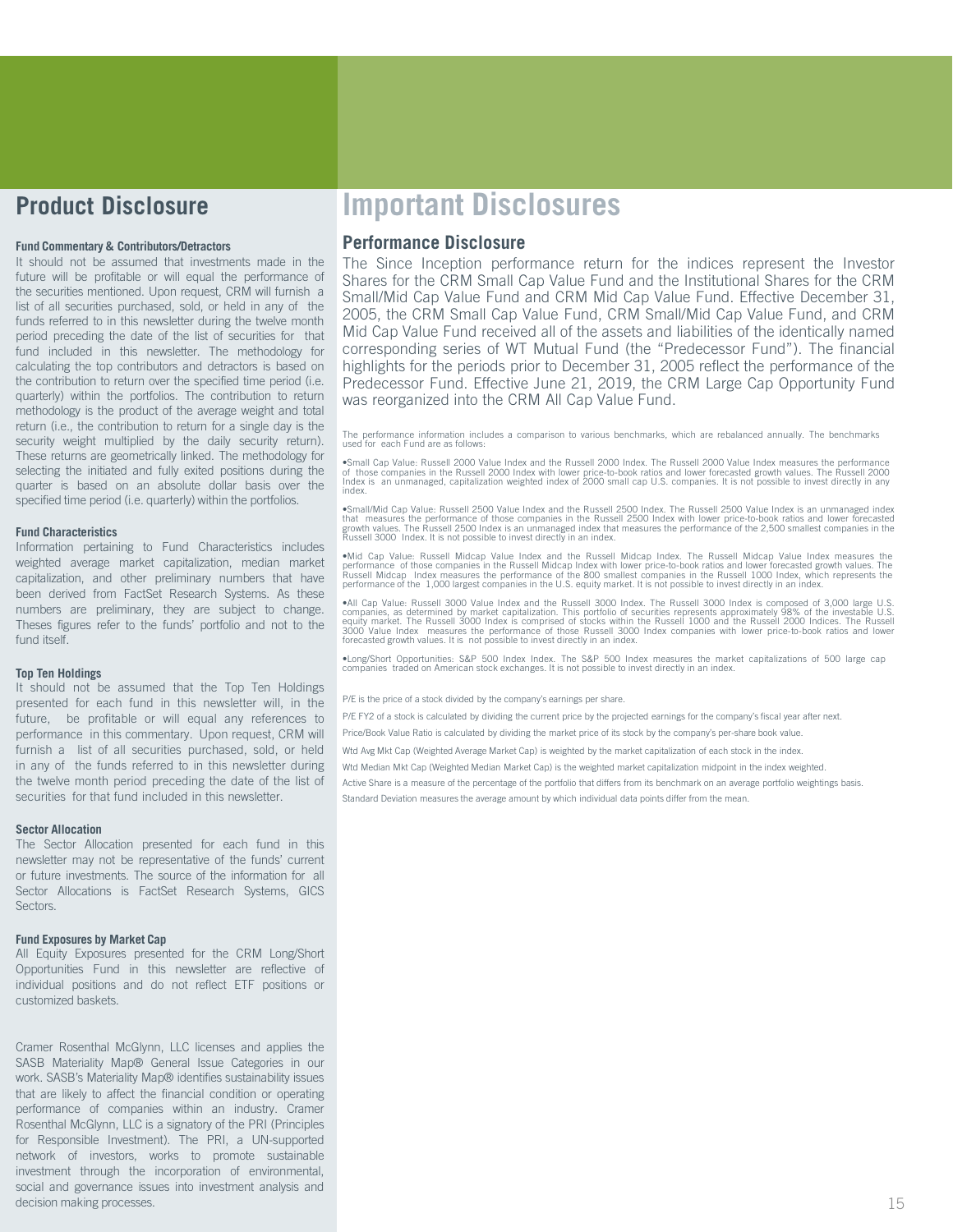## Product Disclosure

### Fund Commentary & Contributors/Detractors

It should not be assumed that investments made in the future will be profitable or will equal the performance of the securities mentioned. Upon request, CRM will furnish a list of all securities purchased, sold, or held in any of the funds referred to in this newsletter during the twelve month period preceding the date of the list of securities for that fund included in this newsletter. The methodology for calculating the top contributors and detractors is based on the contribution to return over the specified time period (i.e. quarterly) within the portfolios. The contribution to return methodology is the product of the average weight and total return (i.e., the contribution to return for a single day is the security weight multiplied by the daily security return). These returns are geometrically linked. The methodology for selecting the initiated and fully exited positions during the quarter is based on an absolute dollar basis over the specified time period (i.e. quarterly) within the portfolios.

### Fund Characteristics

Information pertaining to Fund Characteristics includes weighted average market capitalization, median market capitalization, and other preliminary numbers that have been derived from FactSet Research Systems. As these numbers are preliminary, they are subject to change. Theses figures refer to the funds' portfolio and not to the fund itself.

### Top Ten Holdings

It should not be assumed that the Top Ten Holdings presented for each fund in this newsletter will, in the future, be profitable or will equal any references to performance in this commentary. Upon request, CRM will furnish a list of all securities purchased, sold, or held in any of the funds referred to in this newsletter during the twelve month period preceding the date of the list of securities for that fund included in this newsletter.

### Sector Allocation

The Sector Allocation presented for each fund in this newsletter may not be representative of the funds' current or future investments. The source of the information for all Sector Allocations is FactSet Research Systems, GICS Sectors.

### Fund Exposures by Market Cap

All Equity Exposures presented for the CRM Long/Short Opportunities Fund in this newsletter are reflective of individual positions and do not reflect ETF positions or customized baskets.

Cramer Rosenthal McGlynn, LLC licenses and applies the SASB Materiality Map® General Issue Categories in our work. SASB's Materiality Map® identifies sustainability issues that are likely to affect the financial condition or operating performance of companies within an industry. Cramer Rosenthal McGlynn, LLC is a signatory of the PRI (Principles for Responsible Investment). The PRI, a UN-supported network of investors, works to promote sustainable investment through the incorporation of environmental, social and governance issues into investment analysis and decision making processes.

# Important Disclosures

## Performance Disclosure

The Since Inception performance return for the indices represent the Investor Shares for the CRM Small Cap Value Fund and the Institutional Shares for the CRM Small/Mid Cap Value Fund and CRM Mid Cap Value Fund. Effective December 31, 2005, the CRM Small Cap Value Fund, CRM Small/Mid Cap Value Fund, and CRM Mid Cap Value Fund received all of the assets and liabilities of the identically named corresponding series of WT Mutual Fund (the "Predecessor Fund"). The financial highlights for the periods prior to December 31, 2005 reflect the performance of the Predecessor Fund. Effective June 21, 2019, the CRM Large Cap Opportunity Fund was reorganized into the CRM All Cap Value Fund.

The performance information includes a comparison to various benchmarks, which are rebalanced annually. The benchmarks used for each Fund are as follows:

- Small Cap Value: Russell 2000 Value Index and the Russell 2000 Index. The Russell 2000 Value Index measures the performance of those companies in the Russell 2000 Index with lower price-to-book ratios and lower forecasted growth values. The Russell 2000 Index is an unmanaged, capitalization weighted index of 2000 small cap U.S. companies. It is not possible to invest directly in any index.
- Small/Mid Cap Value: Russell 2500 Value Index and the Russell 2500 Index. The Russell 2500 Value Index is an unmanaged index that measures the performance of those companies in the Russell 2500 Index with lower price-to-book ratios and lower forecasted growth values. The Russell 2500 Index is an unmanaged index that measures the performance of the 2,500 smallest companies in the Russell 3000 Index. It is not possible to invest directly in an index.
- Mid Cap Value: Russell Midcap Value Index and the Russell Midcap Index. The Russell Midcap Value Index measures the performance of those companies in the Russell Midcap Index with lower price-to-book ratios and lower forecasted growth values. The Russell Midcap Index measures the performance of the 800 smallest companies in the Russell 1000 Index, which represents the performance of the 1,000 largest companies in the U.S. equity market. It is not possible to invest directly in an index.
- All Cap Value: Russell 3000 Value Index and the Russell 3000 Index. The Russell 3000 Index is composed of 3,000 large U.S. companies, as determined by market capitalization. This portfolio of securities represents approximately 98% of the investable U.S. equity market. The Russell 3000 Index is comprised of stocks within the Russell 1000 and the Russell 2000 Indices. The Russell 3000 Value Index measures the performance of those Russell 3000 Index companies with lower price-to-book ratios and lower forecasted growth values. It is not possible to invest directly in an index.
- Long/Short Opportunities: S&P 500 Index Index. The S&P 500 Index measures the market capitalizations of 500 large cap companies traded on American stock exchanges. It is not possible to invest directly in an index.

P/E is the price of a stock divided by the company's earnings per share.

P/E FY2 of a stock is calculated by dividing the current price by the projected earnings for the company's fiscal year after next.

Price/Book Value Ratio is calculated by dividing the market price of its stock by the company's per-share book value.

Wtd Avg Mkt Cap (Weighted Average Market Cap) is weighted by the market capitalization of each stock in the index.

Wtd Median Mkt Cap (Weighted Median Market Cap) is the weighted market capitalization midpoint in the index weighted.

Active Share is a measure of the percentage of the portfolio that differs from its benchmark on an average portfolio weightings basis.

Standard Deviation measures the average amount by which individual data points differ from the mean.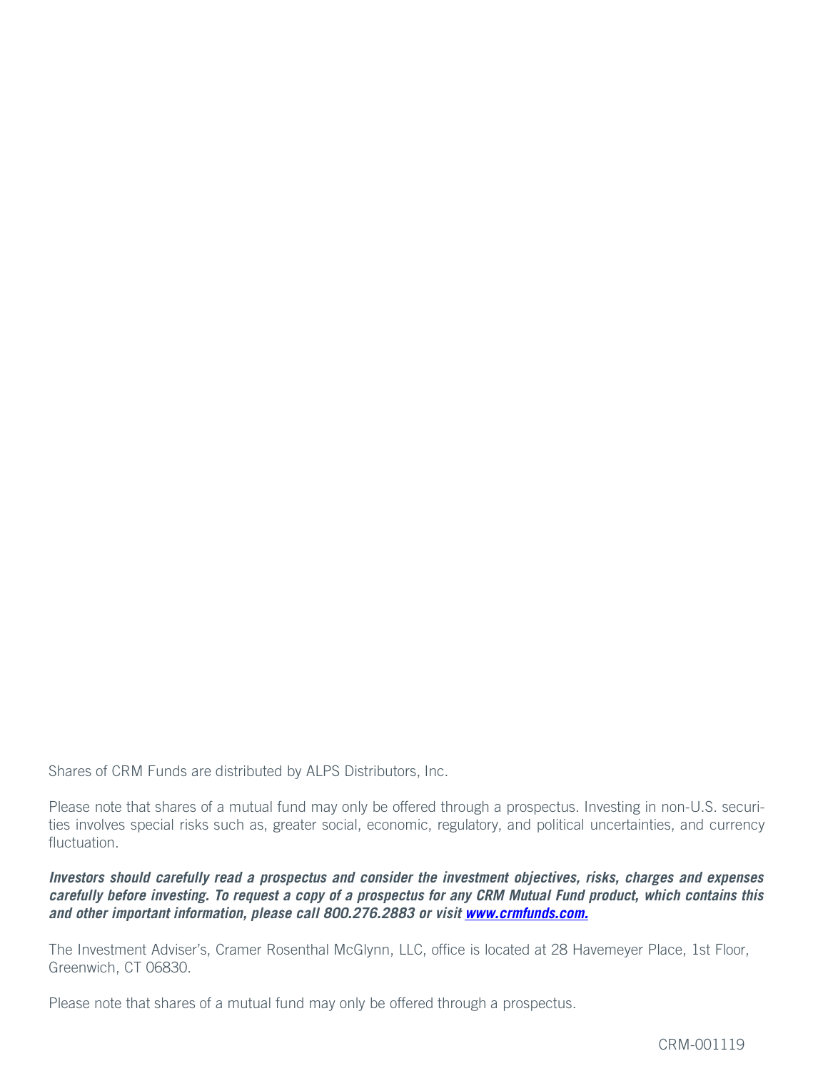Shares of CRM Funds are distributed by ALPS Distributors, Inc.

Please note that shares of a mutual fund may only be offered through a prospectus. Investing in non-U.S. securities involves special risks such as, greater social, economic, regulatory, and political uncertainties, and currency fluctuation.

***Investors should carefully read a prospectus and consider the investment objectives, risks, charges and expenses carefully before investing. To request a copy of a prospectus for any CRM Mutual Fund product, which contains this and other important information, please call 800.276.2883 or visit www.crmfunds.com.***

The Investment Adviser's, Cramer Rosenthal McGlynn, LLC, office is located at 28 Havemeyer Place, 1st Floor, Greenwich, CT 06830.

Please note that shares of a mutual fund may only be offered through a prospectus.

CRM-001119